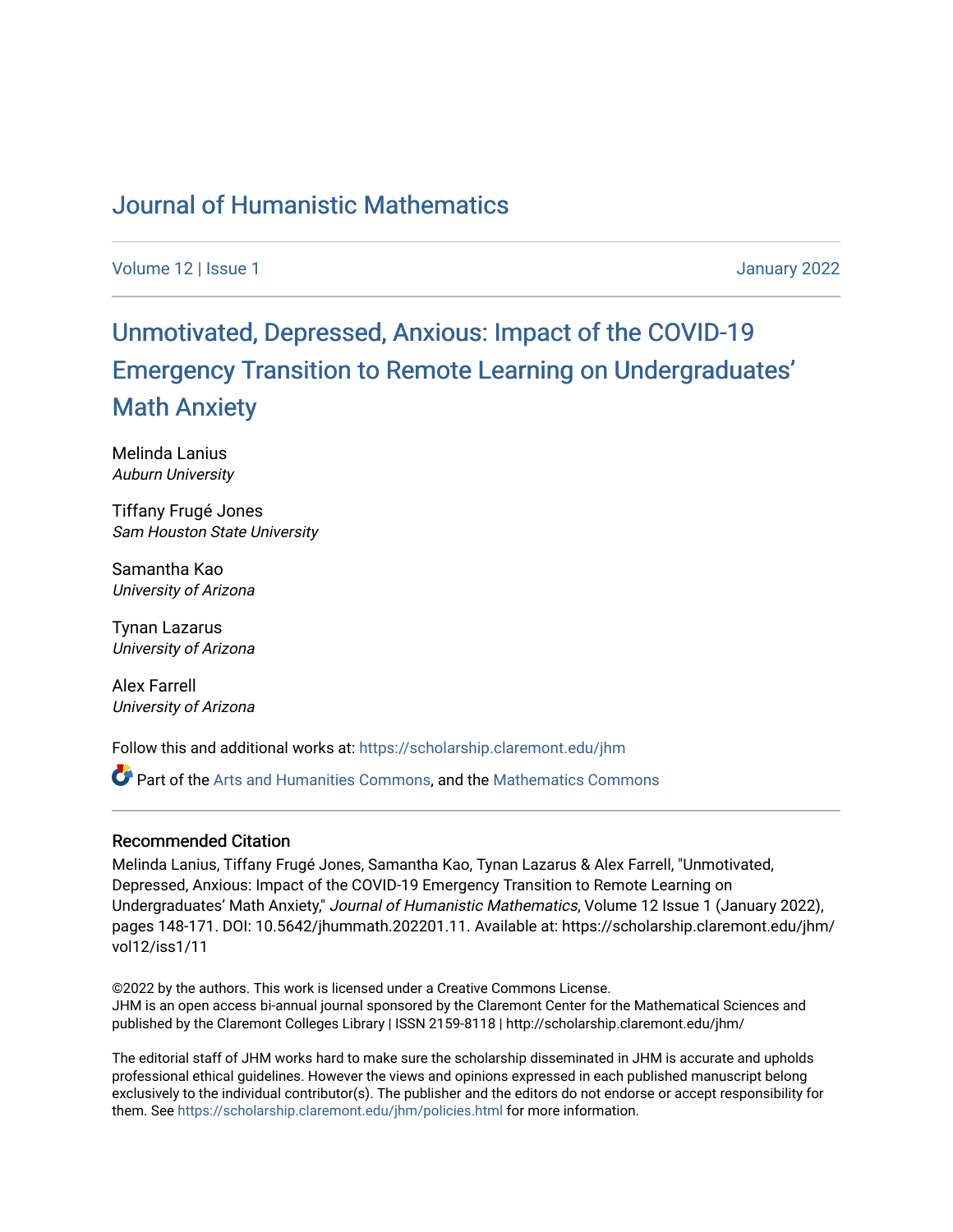# Journal of Humanistic Mathematics

Volume 12 | Issue 1 January 2022

## Unmotivated, Depressed, Anxious: Impact of the COVID-19 Emergency Transition to Remote Learning on Undergraduates' Math Anxiety

Melinda Lanius
*Auburn University*

Tiffany Frugé Jones
*Sam Houston State University*

Samantha Kao
*University of Arizona*

Tynan Lazarus
*University of Arizona*

Alex Farrell
*University of Arizona*

Follow this and additional works at: https://scholarship.claremont.edu/jhm

Part of the Arts and Humanities Commons, and the Mathematics Commons

### Recommended Citation

Melinda Lanius, Tiffany Frugé Jones, Samantha Kao, Tynan Lazarus & Alex Farrell, "Unmotivated, Depressed, Anxious: Impact of the COVID-19 Emergency Transition to Remote Learning on Undergraduates' Math Anxiety," *Journal of Humanistic Mathematics*, Volume 12 Issue 1 (January 2022), pages 148-171. DOI: 10.5642/jhummath.202201.11. Available at: https://scholarship.claremont.edu/jhm/vol12/iss1/11

©2022 by the authors. This work is licensed under a Creative Commons License.
JHM is an open access bi-annual journal sponsored by the Claremont Center for the Mathematical Sciences and published by the Claremont Colleges Library | ISSN 2159-8118 | http://scholarship.claremont.edu/jhm/

The editorial staff of JHM works hard to make sure the scholarship disseminated in JHM is accurate and upholds professional ethical guidelines. However the views and opinions expressed in each published manuscript belong exclusively to the individual contributor(s). The publisher and the editors do not endorse or accept responsibility for them. See https://scholarship.claremont.edu/jhm/policies.html for more information.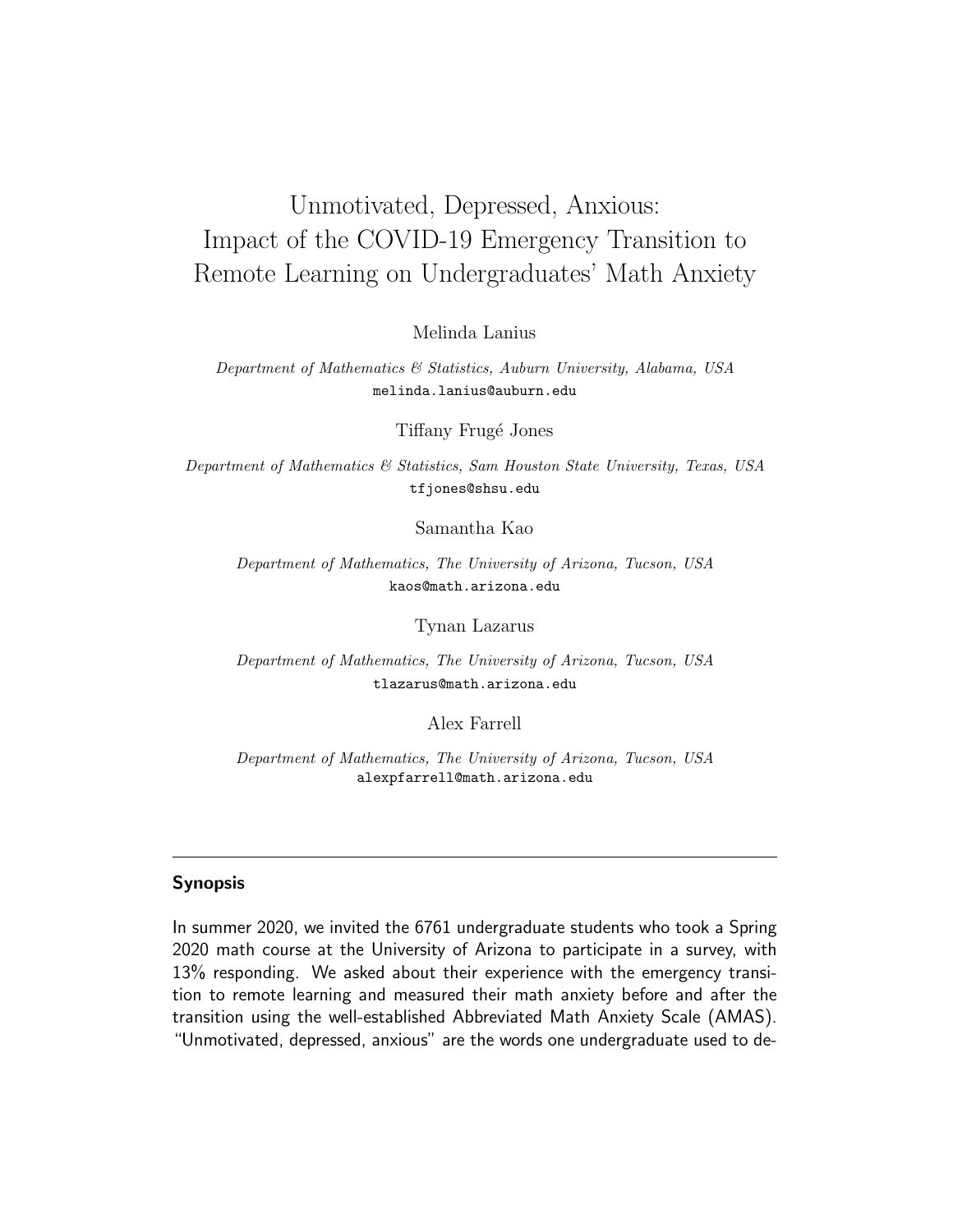# Unmotivated, Depressed, Anxious: Impact of the COVID-19 Emergency Transition to Remote Learning on Undergraduates' Math Anxiety

Melinda Lanius

*Department of Mathematics & Statistics, Auburn University, Alabama, USA*
melinda.lanius@auburn.edu

Tiffany Frugé Jones

*Department of Mathematics & Statistics, Sam Houston State University, Texas, USA*
tfjones@shsu.edu

Samantha Kao

*Department of Mathematics, The University of Arizona, Tucson, USA*
kaos@math.arizona.edu

Tynan Lazarus

*Department of Mathematics, The University of Arizona, Tucson, USA*
tlazarus@math.arizona.edu

Alex Farrell

*Department of Mathematics, The University of Arizona, Tucson, USA*
alexpfarrell@math.arizona.edu

---

**Synopsis**

In summer 2020, we invited the 6761 undergraduate students who took a Spring 2020 math course at the University of Arizona to participate in a survey, with 13% responding. We asked about their experience with the emergency transition to remote learning and measured their math anxiety before and after the transition using the well-established Abbreviated Math Anxiety Scale (AMAS). "Unmotivated, depressed, anxious" are the words one undergraduate used to de-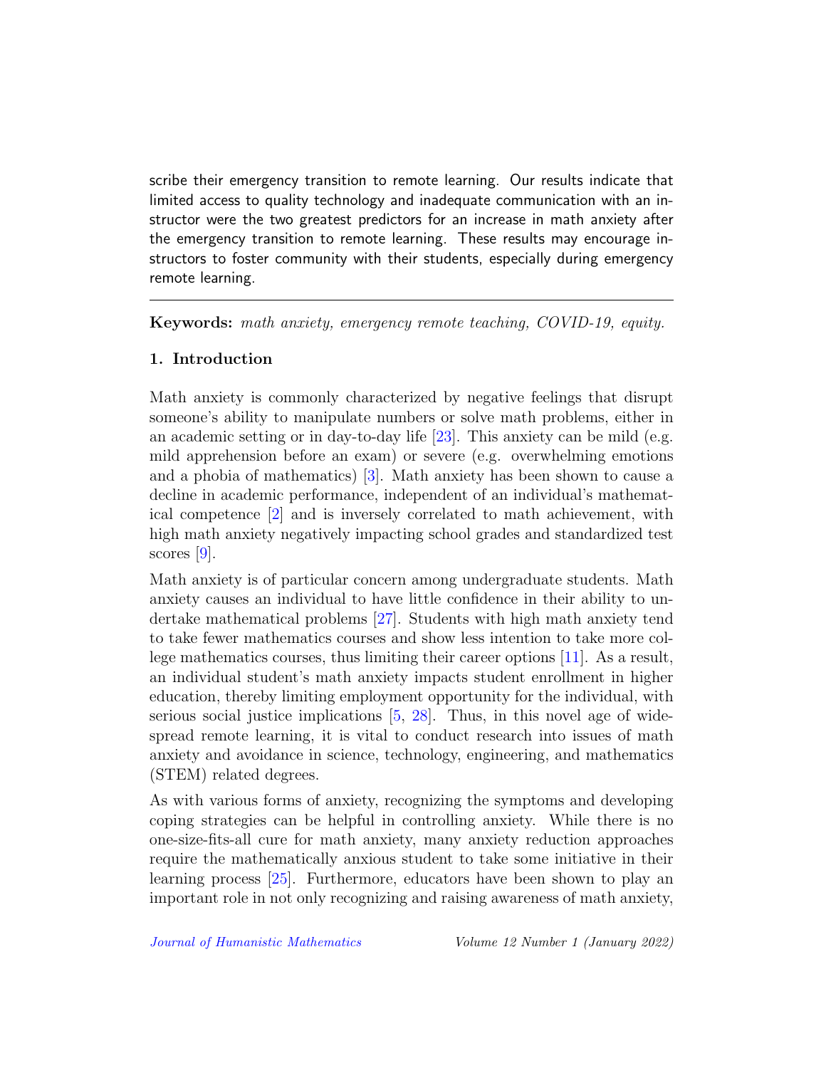scribe their emergency transition to remote learning. Our results indicate that limited access to quality technology and inadequate communication with an instructor were the two greatest predictors for an increase in math anxiety after the emergency transition to remote learning. These results may encourage instructors to foster community with their students, especially during emergency remote learning.

---

**Keywords:** *math anxiety, emergency remote teaching, COVID-19, equity.*

## 1. Introduction

Math anxiety is commonly characterized by negative feelings that disrupt someone's ability to manipulate numbers or solve math problems, either in an academic setting or in day-to-day life [23]. This anxiety can be mild (e.g. mild apprehension before an exam) or severe (e.g. overwhelming emotions and a phobia of mathematics) [3]. Math anxiety has been shown to cause a decline in academic performance, independent of an individual's mathematical competence [2] and is inversely correlated to math achievement, with high math anxiety negatively impacting school grades and standardized test scores [9].

Math anxiety is of particular concern among undergraduate students. Math anxiety causes an individual to have little confidence in their ability to undertake mathematical problems [27]. Students with high math anxiety tend to take fewer mathematics courses and show less intention to take more college mathematics courses, thus limiting their career options [11]. As a result, an individual student's math anxiety impacts student enrollment in higher education, thereby limiting employment opportunity for the individual, with serious social justice implications [5, 28]. Thus, in this novel age of widespread remote learning, it is vital to conduct research into issues of math anxiety and avoidance in science, technology, engineering, and mathematics (STEM) related degrees.

As with various forms of anxiety, recognizing the symptoms and developing coping strategies can be helpful in controlling anxiety. While there is no one-size-fits-all cure for math anxiety, many anxiety reduction approaches require the mathematically anxious student to take some initiative in their learning process [25]. Furthermore, educators have been shown to play an important role in not only recognizing and raising awareness of math anxiety,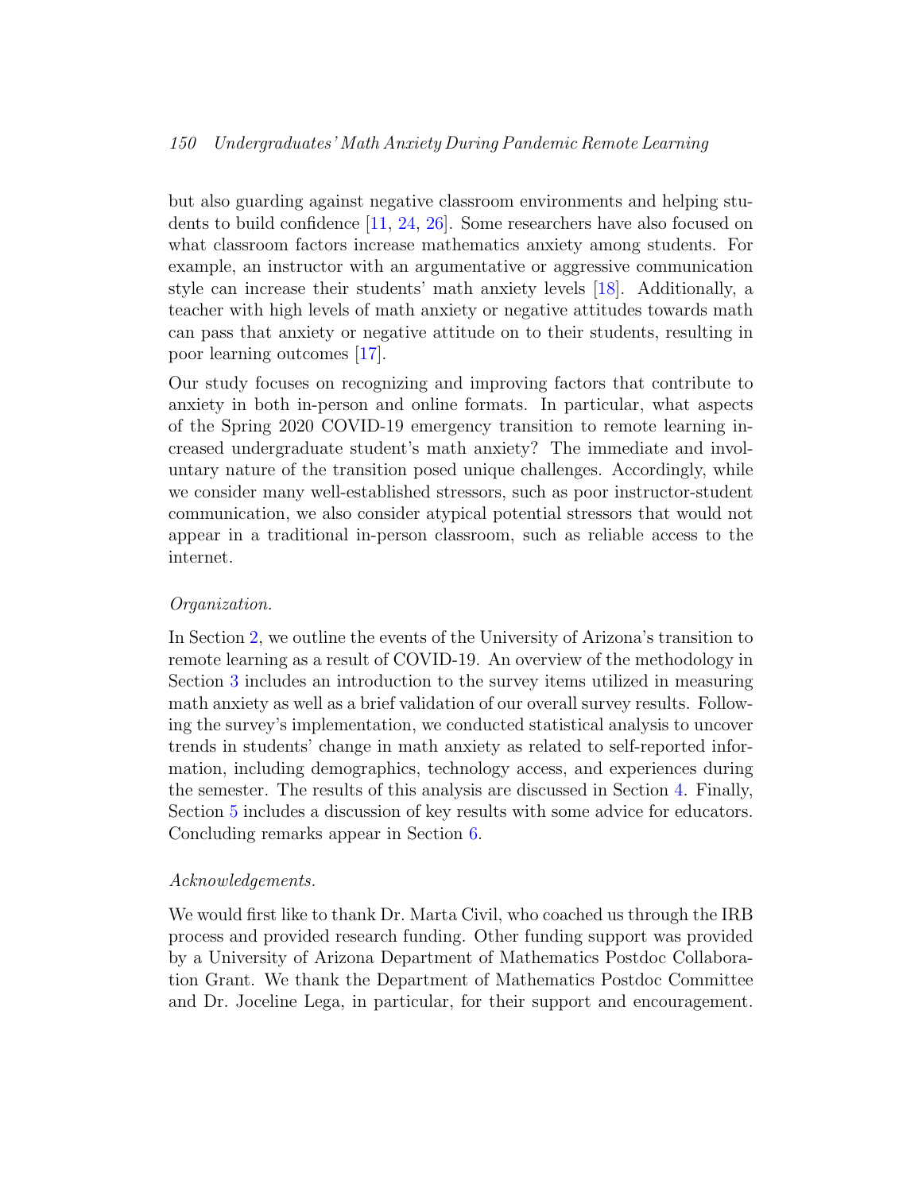but also guarding against negative classroom environments and helping students to build confidence [11, 24, 26]. Some researchers have also focused on what classroom factors increase mathematics anxiety among students. For example, an instructor with an argumentative or aggressive communication style can increase their students' math anxiety levels [18]. Additionally, a teacher with high levels of math anxiety or negative attitudes towards math can pass that anxiety or negative attitude on to their students, resulting in poor learning outcomes [17].

Our study focuses on recognizing and improving factors that contribute to anxiety in both in-person and online formats. In particular, what aspects of the Spring 2020 COVID-19 emergency transition to remote learning increased undergraduate student's math anxiety? The immediate and involuntary nature of the transition posed unique challenges. Accordingly, while we consider many well-established stressors, such as poor instructor-student communication, we also consider atypical potential stressors that would not appear in a traditional in-person classroom, such as reliable access to the internet.

*Organization.*

In Section 2, we outline the events of the University of Arizona's transition to remote learning as a result of COVID-19. An overview of the methodology in Section 3 includes an introduction to the survey items utilized in measuring math anxiety as well as a brief validation of our overall survey results. Following the survey's implementation, we conducted statistical analysis to uncover trends in students' change in math anxiety as related to self-reported information, including demographics, technology access, and experiences during the semester. The results of this analysis are discussed in Section 4. Finally, Section 5 includes a discussion of key results with some advice for educators. Concluding remarks appear in Section 6.

*Acknowledgements.*

We would first like to thank Dr. Marta Civil, who coached us through the IRB process and provided research funding. Other funding support was provided by a University of Arizona Department of Mathematics Postdoc Collaboration Grant. We thank the Department of Mathematics Postdoc Committee and Dr. Joceline Lega, in particular, for their support and encouragement.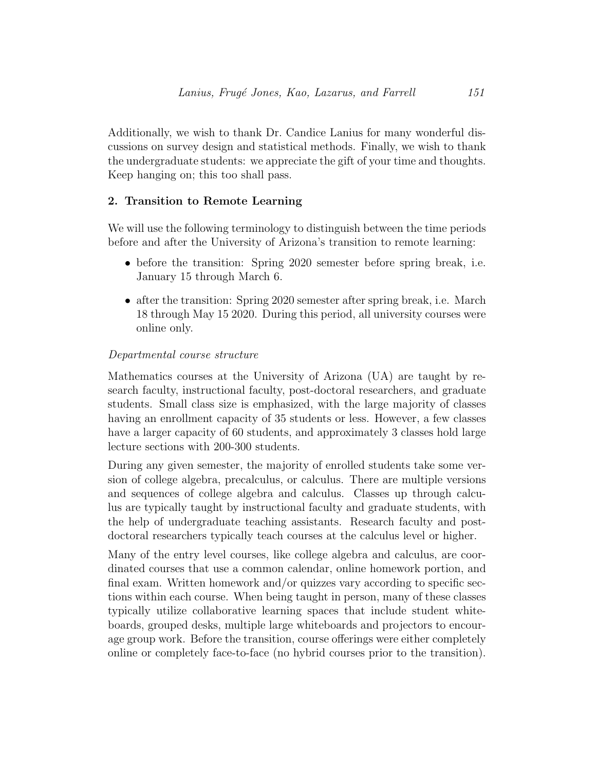Additionally, we wish to thank Dr. Candice Lanius for many wonderful discussions on survey design and statistical methods. Finally, we wish to thank the undergraduate students: we appreciate the gift of your time and thoughts. Keep hanging on; this too shall pass.

## 2. Transition to Remote Learning

We will use the following terminology to distinguish between the time periods before and after the University of Arizona's transition to remote learning:

- before the transition: Spring 2020 semester before spring break, i.e. January 15 through March 6.
- after the transition: Spring 2020 semester after spring break, i.e. March 18 through May 15 2020. During this period, all university courses were online only.

*Departmental course structure*

Mathematics courses at the University of Arizona (UA) are taught by research faculty, instructional faculty, post-doctoral researchers, and graduate students. Small class size is emphasized, with the large majority of classes having an enrollment capacity of 35 students or less. However, a few classes have a larger capacity of 60 students, and approximately 3 classes hold large lecture sections with 200-300 students.

During any given semester, the majority of enrolled students take some version of college algebra, precalculus, or calculus. There are multiple versions and sequences of college algebra and calculus. Classes up through calculus are typically taught by instructional faculty and graduate students, with the help of undergraduate teaching assistants. Research faculty and post-doctoral researchers typically teach courses at the calculus level or higher.

Many of the entry level courses, like college algebra and calculus, are coordinated courses that use a common calendar, online homework portion, and final exam. Written homework and/or quizzes vary according to specific sections within each course. When being taught in person, many of these classes typically utilize collaborative learning spaces that include student whiteboards, grouped desks, multiple large whiteboards and projectors to encourage group work. Before the transition, course offerings were either completely online or completely face-to-face (no hybrid courses prior to the transition).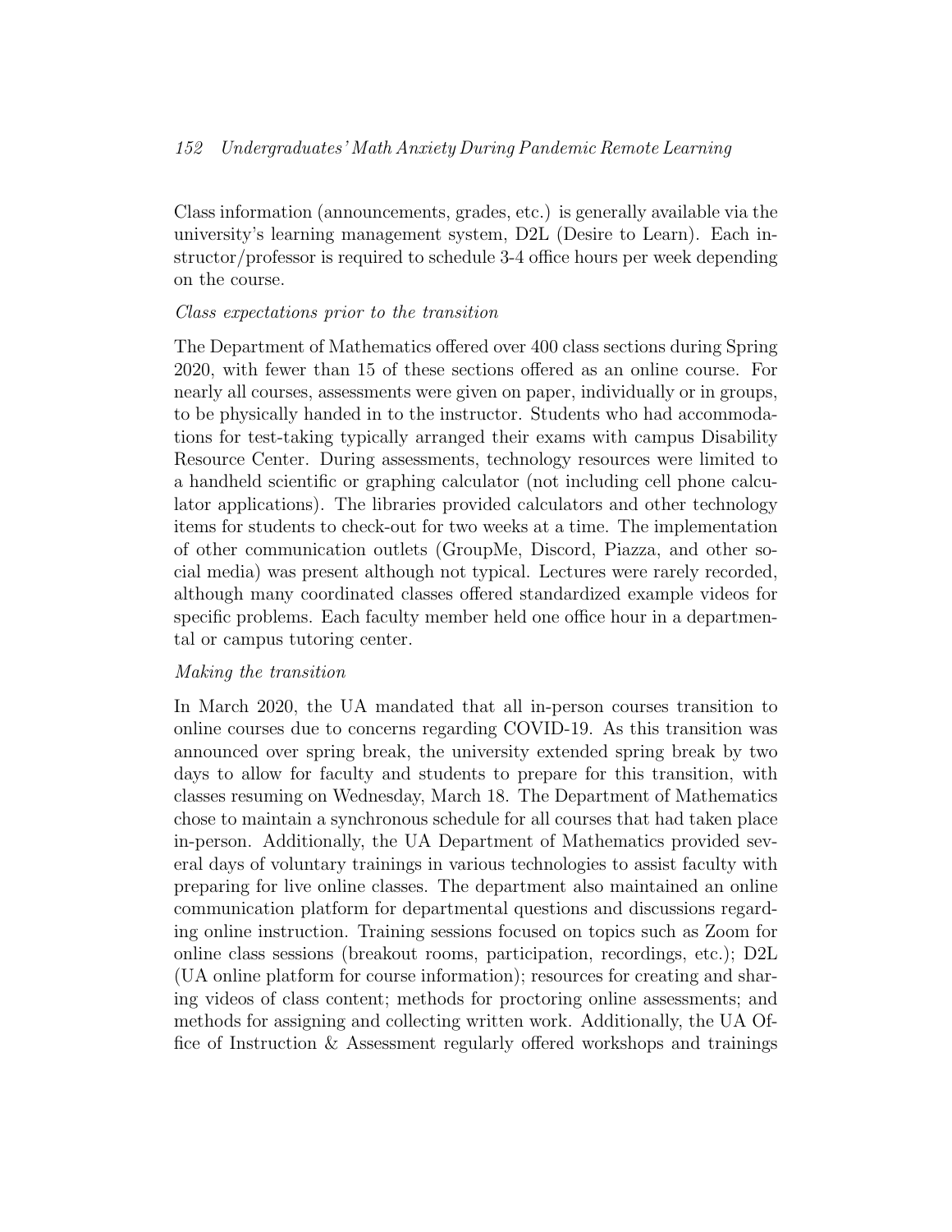Class information (announcements, grades, etc.) is generally available via the university's learning management system, D2L (Desire to Learn). Each instructor/professor is required to schedule 3-4 office hours per week depending on the course.

*Class expectations prior to the transition*

The Department of Mathematics offered over 400 class sections during Spring 2020, with fewer than 15 of these sections offered as an online course. For nearly all courses, assessments were given on paper, individually or in groups, to be physically handed in to the instructor. Students who had accommodations for test-taking typically arranged their exams with campus Disability Resource Center. During assessments, technology resources were limited to a handheld scientific or graphing calculator (not including cell phone calculator applications). The libraries provided calculators and other technology items for students to check-out for two weeks at a time. The implementation of other communication outlets (GroupMe, Discord, Piazza, and other social media) was present although not typical. Lectures were rarely recorded, although many coordinated classes offered standardized example videos for specific problems. Each faculty member held one office hour in a departmental or campus tutoring center.

*Making the transition*

In March 2020, the UA mandated that all in-person courses transition to online courses due to concerns regarding COVID-19. As this transition was announced over spring break, the university extended spring break by two days to allow for faculty and students to prepare for this transition, with classes resuming on Wednesday, March 18. The Department of Mathematics chose to maintain a synchronous schedule for all courses that had taken place in-person. Additionally, the UA Department of Mathematics provided several days of voluntary trainings in various technologies to assist faculty with preparing for live online classes. The department also maintained an online communication platform for departmental questions and discussions regarding online instruction. Training sessions focused on topics such as Zoom for online class sessions (breakout rooms, participation, recordings, etc.); D2L (UA online platform for course information); resources for creating and sharing videos of class content; methods for proctoring online assessments; and methods for assigning and collecting written work. Additionally, the UA Office of Instruction & Assessment regularly offered workshops and trainings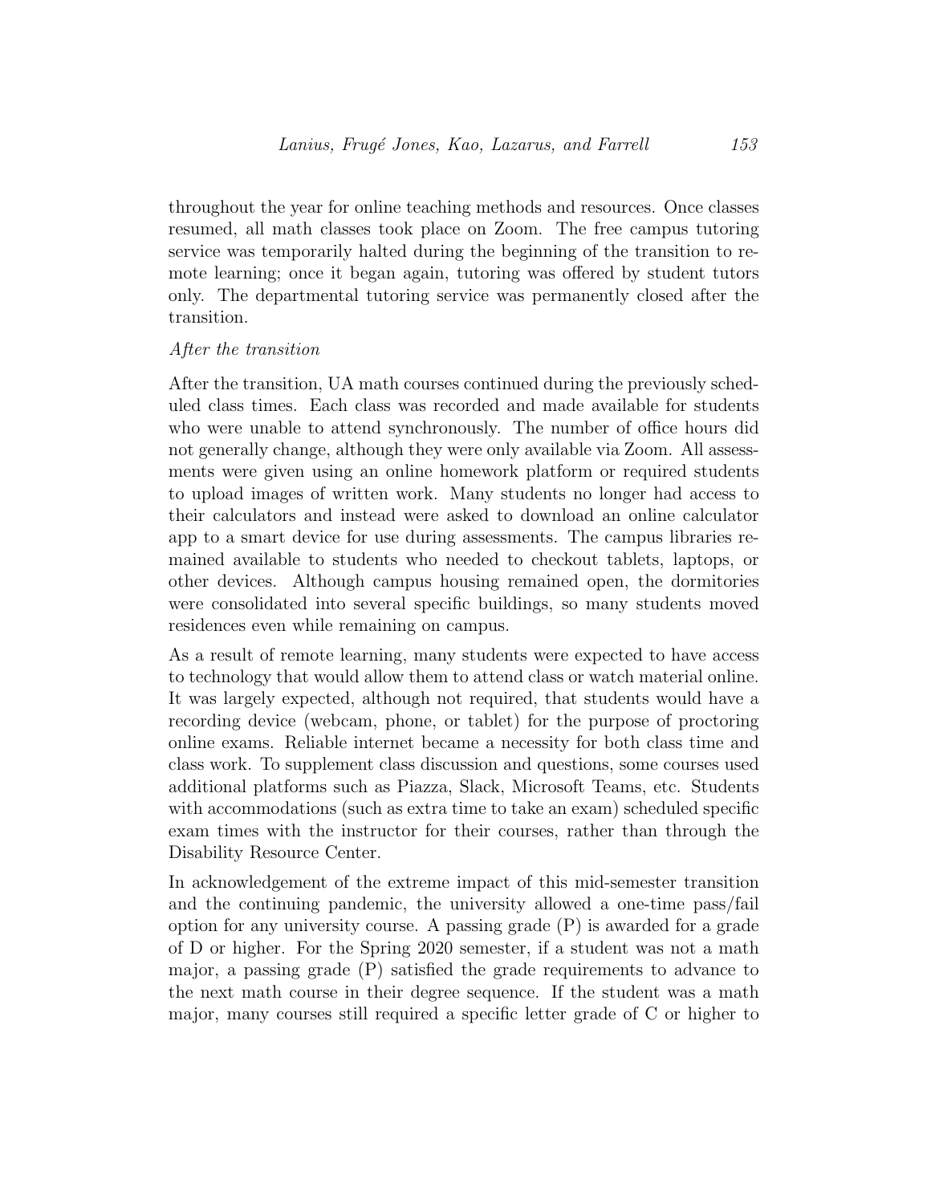throughout the year for online teaching methods and resources. Once classes resumed, all math classes took place on Zoom. The free campus tutoring service was temporarily halted during the beginning of the transition to remote learning; once it began again, tutoring was offered by student tutors only. The departmental tutoring service was permanently closed after the transition.

*After the transition*

After the transition, UA math courses continued during the previously scheduled class times. Each class was recorded and made available for students who were unable to attend synchronously. The number of office hours did not generally change, although they were only available via Zoom. All assessments were given using an online homework platform or required students to upload images of written work. Many students no longer had access to their calculators and instead were asked to download an online calculator app to a smart device for use during assessments. The campus libraries remained available to students who needed to checkout tablets, laptops, or other devices. Although campus housing remained open, the dormitories were consolidated into several specific buildings, so many students moved residences even while remaining on campus.

As a result of remote learning, many students were expected to have access to technology that would allow them to attend class or watch material online. It was largely expected, although not required, that students would have a recording device (webcam, phone, or tablet) for the purpose of proctoring online exams. Reliable internet became a necessity for both class time and class work. To supplement class discussion and questions, some courses used additional platforms such as Piazza, Slack, Microsoft Teams, etc. Students with accommodations (such as extra time to take an exam) scheduled specific exam times with the instructor for their courses, rather than through the Disability Resource Center.

In acknowledgement of the extreme impact of this mid-semester transition and the continuing pandemic, the university allowed a one-time pass/fail option for any university course. A passing grade (P) is awarded for a grade of D or higher. For the Spring 2020 semester, if a student was not a math major, a passing grade (P) satisfied the grade requirements to advance to the next math course in their degree sequence. If the student was a math major, many courses still required a specific letter grade of C or higher to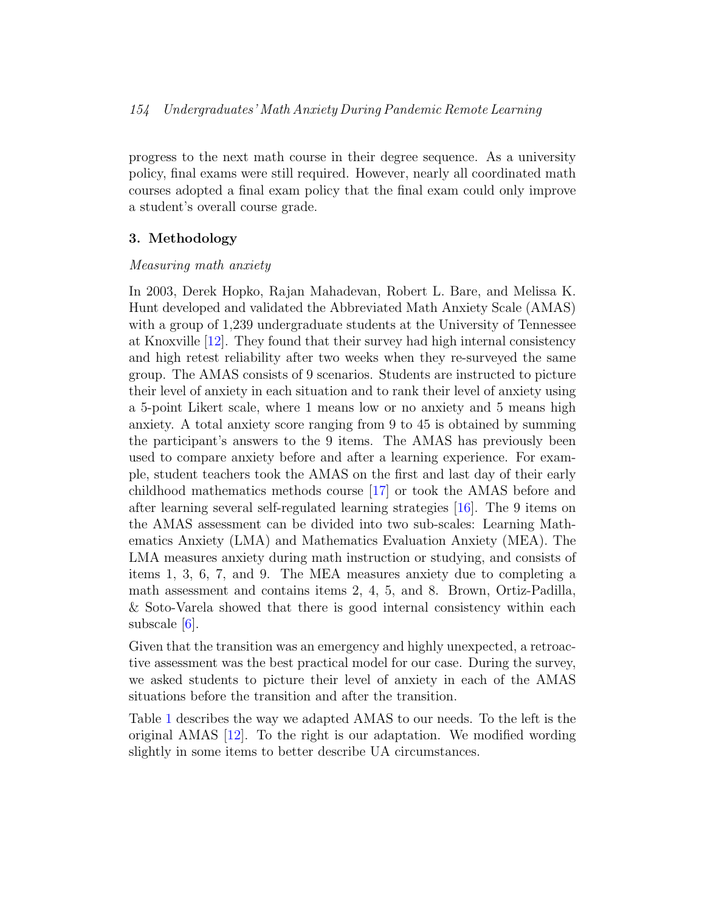progress to the next math course in their degree sequence. As a university policy, final exams were still required. However, nearly all coordinated math courses adopted a final exam policy that the final exam could only improve a student's overall course grade.

## 3. Methodology

*Measuring math anxiety*

In 2003, Derek Hopko, Rajan Mahadevan, Robert L. Bare, and Melissa K. Hunt developed and validated the Abbreviated Math Anxiety Scale (AMAS) with a group of 1,239 undergraduate students at the University of Tennessee at Knoxville [12]. They found that their survey had high internal consistency and high retest reliability after two weeks when they re-surveyed the same group. The AMAS consists of 9 scenarios. Students are instructed to picture their level of anxiety in each situation and to rank their level of anxiety using a 5-point Likert scale, where 1 means low or no anxiety and 5 means high anxiety. A total anxiety score ranging from 9 to 45 is obtained by summing the participant's answers to the 9 items. The AMAS has previously been used to compare anxiety before and after a learning experience. For example, student teachers took the AMAS on the first and last day of their early childhood mathematics methods course [17] or took the AMAS before and after learning several self-regulated learning strategies [16]. The 9 items on the AMAS assessment can be divided into two sub-scales: Learning Mathematics Anxiety (LMA) and Mathematics Evaluation Anxiety (MEA). The LMA measures anxiety during math instruction or studying, and consists of items 1, 3, 6, 7, and 9. The MEA measures anxiety due to completing a math assessment and contains items 2, 4, 5, and 8. Brown, Ortiz-Padilla, & Soto-Varela showed that there is good internal consistency within each subscale [6].

Given that the transition was an emergency and highly unexpected, a retroactive assessment was the best practical model for our case. During the survey, we asked students to picture their level of anxiety in each of the AMAS situations before the transition and after the transition.

Table 1 describes the way we adapted AMAS to our needs. To the left is the original AMAS [12]. To the right is our adaptation. We modified wording slightly in some items to better describe UA circumstances.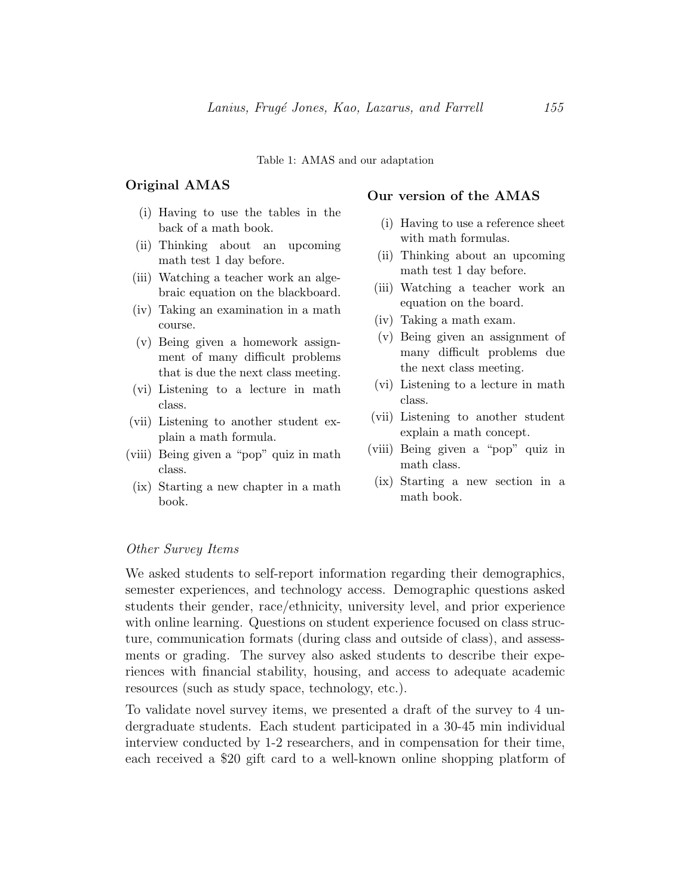Table 1: AMAS and our adaptation

| Original AMAS | Our version of the AMAS |
| --- | --- |
| (i) Having to use the tables in the back of a math book. | (i) Having to use a reference sheet with math formulas. |
| (ii) Thinking about an upcoming math test 1 day before. | (ii) Thinking about an upcoming math test 1 day before. |
| (iii) Watching a teacher work an algebraic equation on the blackboard. | (iii) Watching a teacher work an equation on the board. |
| (iv) Taking an examination in a math course. | (iv) Taking a math exam. |
| (v) Being given a homework assignment of many difficult problems that is due the next class meeting. | (v) Being given an assignment of many difficult problems due the next class meeting. |
| (vi) Listening to a lecture in math class. | (vi) Listening to a lecture in math class. |
| (vii) Listening to another student explain a math formula. | (vii) Listening to another student explain a math concept. |
| (viii) Being given a "pop" quiz in math class. | (viii) Being given a "pop" quiz in math class. |
| (ix) Starting a new chapter in a math book. | (ix) Starting a new section in a math book. |

*Other Survey Items*

We asked students to self-report information regarding their demographics, semester experiences, and technology access. Demographic questions asked students their gender, race/ethnicity, university level, and prior experience with online learning. Questions on student experience focused on class structure, communication formats (during class and outside of class), and assessments or grading. The survey also asked students to describe their experiences with financial stability, housing, and access to adequate academic resources (such as study space, technology, etc.).

To validate novel survey items, we presented a draft of the survey to 4 undergraduate students. Each student participated in a 30-45 min individual interview conducted by 1-2 researchers, and in compensation for their time, each received a $20 gift card to a well-known online shopping platform of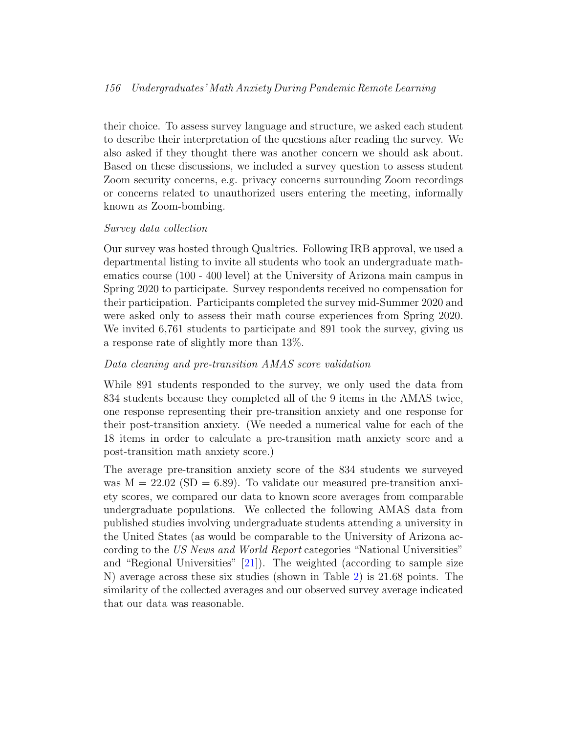their choice. To assess survey language and structure, we asked each student to describe their interpretation of the questions after reading the survey. We also asked if they thought there was another concern we should ask about. Based on these discussions, we included a survey question to assess student Zoom security concerns, e.g. privacy concerns surrounding Zoom recordings or concerns related to unauthorized users entering the meeting, informally known as Zoom-bombing.

*Survey data collection*

Our survey was hosted through Qualtrics. Following IRB approval, we used a departmental listing to invite all students who took an undergraduate mathematics course (100 - 400 level) at the University of Arizona main campus in Spring 2020 to participate. Survey respondents received no compensation for their participation. Participants completed the survey mid-Summer 2020 and were asked only to assess their math course experiences from Spring 2020. We invited 6,761 students to participate and 891 took the survey, giving us a response rate of slightly more than 13%.

*Data cleaning and pre-transition AMAS score validation*

While 891 students responded to the survey, we only used the data from 834 students because they completed all of the 9 items in the AMAS twice, one response representing their pre-transition anxiety and one response for their post-transition anxiety. (We needed a numerical value for each of the 18 items in order to calculate a pre-transition math anxiety score and a post-transition math anxiety score.)

The average pre-transition anxiety score of the 834 students we surveyed was M = 22.02 (SD = 6.89). To validate our measured pre-transition anxiety scores, we compared our data to known score averages from comparable undergraduate populations. We collected the following AMAS data from published studies involving undergraduate students attending a university in the United States (as would be comparable to the University of Arizona according to the *US News and World Report* categories "National Universities" and "Regional Universities" [21]). The weighted (according to sample size N) average across these six studies (shown in Table 2) is 21.68 points. The similarity of the collected averages and our observed survey average indicated that our data was reasonable.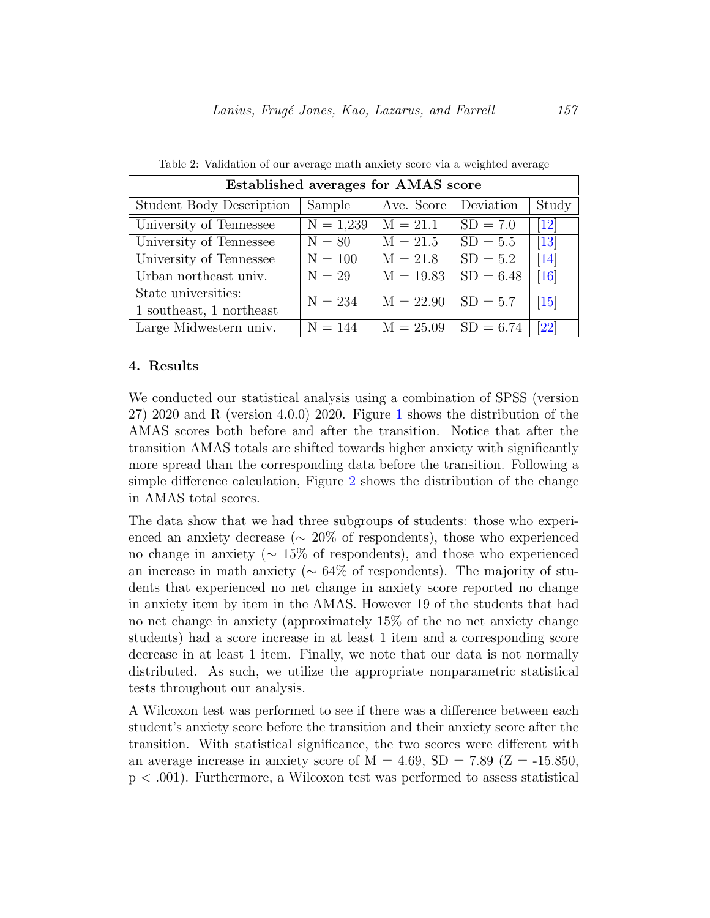Table 2: Validation of our average math anxiety score via a weighted average

| Established averages for AMAS score | | | | |
|---|---|---|---|---|
| Student Body Description | Sample | Ave. Score | Deviation | Study |
| University of Tennessee | N = 1,239 | M = 21.1 | SD = 7.0 | [12] |
| University of Tennessee | N = 80 | M = 21.5 | SD = 5.5 | [13] |
| University of Tennessee | N = 100 | M = 21.8 | SD = 5.2 | [14] |
| Urban northeast univ. | N = 29 | M = 19.83 | SD = 6.48 | [16] |
| State universities: 1 southeast, 1 northeast | N = 234 | M = 22.90 | SD = 5.7 | [15] |
| Large Midwestern univ. | N = 144 | M = 25.09 | SD = 6.74 | [22] |

## 4. Results

We conducted our statistical analysis using a combination of SPSS (version 27) 2020 and R (version 4.0.0) 2020. Figure 1 shows the distribution of the AMAS scores both before and after the transition. Notice that after the transition AMAS totals are shifted towards higher anxiety with significantly more spread than the corresponding data before the transition. Following a simple difference calculation, Figure 2 shows the distribution of the change in AMAS total scores.

The data show that we had three subgroups of students: those who experienced an anxiety decrease ($\sim 20\%$ of respondents), those who experienced no change in anxiety ($\sim 15\%$ of respondents), and those who experienced an increase in math anxiety ($\sim 64\%$ of respondents). The majority of students that experienced no net change in anxiety score reported no change in anxiety item by item in the AMAS. However 19 of the students that had no net change in anxiety (approximately 15% of the no net anxiety change students) had a score increase in at least 1 item and a corresponding score decrease in at least 1 item. Finally, we note that our data is not normally distributed. As such, we utilize the appropriate nonparametric statistical tests throughout our analysis.

A Wilcoxon test was performed to see if there was a difference between each student's anxiety score before the transition and their anxiety score after the transition. With statistical significance, the two scores were different with an average increase in anxiety score of M = 4.69, SD = 7.89 (Z = -15.850, $p < .001$). Furthermore, a Wilcoxon test was performed to assess statistical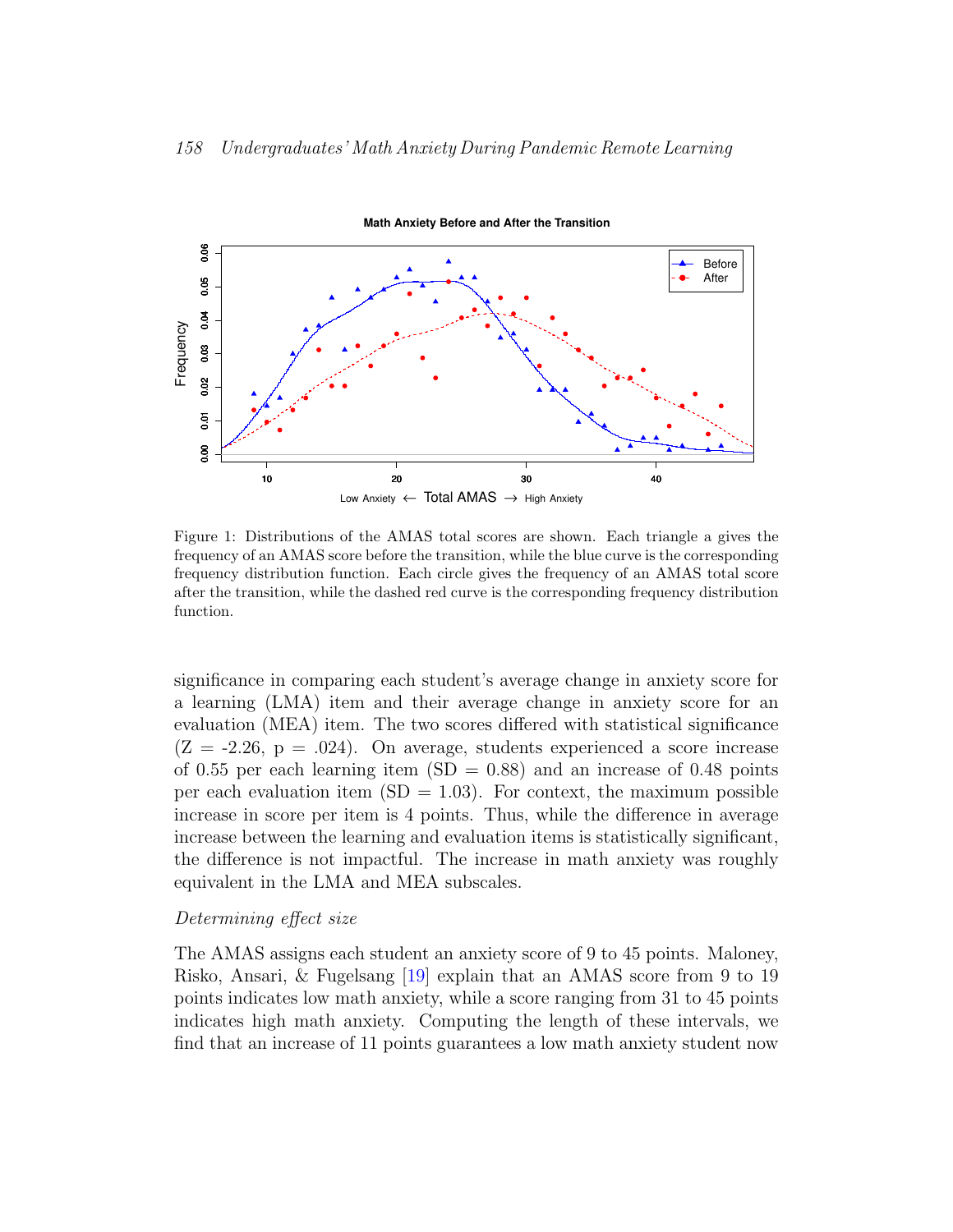Figure 1: Distributions of the AMAS total scores are shown. Each triangle a gives the frequency of an AMAS score before the transition, while the blue curve is the corresponding frequency distribution function. Each circle gives the frequency of an AMAS total score after the transition, while the dashed red curve is the corresponding frequency distribution function.

significance in comparing each student's average change in anxiety score for a learning (LMA) item and their average change in anxiety score for an evaluation (MEA) item. The two scores differed with statistical significance ($Z = -2.26$, $p = .024$). On average, students experienced a score increase of 0.55 per each learning item ($SD = 0.88$) and an increase of 0.48 points per each evaluation item ($SD = 1.03$). For context, the maximum possible increase in score per item is 4 points. Thus, while the difference in average increase between the learning and evaluation items is statistically significant, the difference is not impactful. The increase in math anxiety was roughly equivalent in the LMA and MEA subscales.

*Determining effect size*

The AMAS assigns each student an anxiety score of 9 to 45 points. Maloney, Risko, Ansari, & Fugelsang [19] explain that an AMAS score from 9 to 19 points indicates low math anxiety, while a score ranging from 31 to 45 points indicates high math anxiety. Computing the length of these intervals, we find that an increase of 11 points guarantees a low math anxiety student now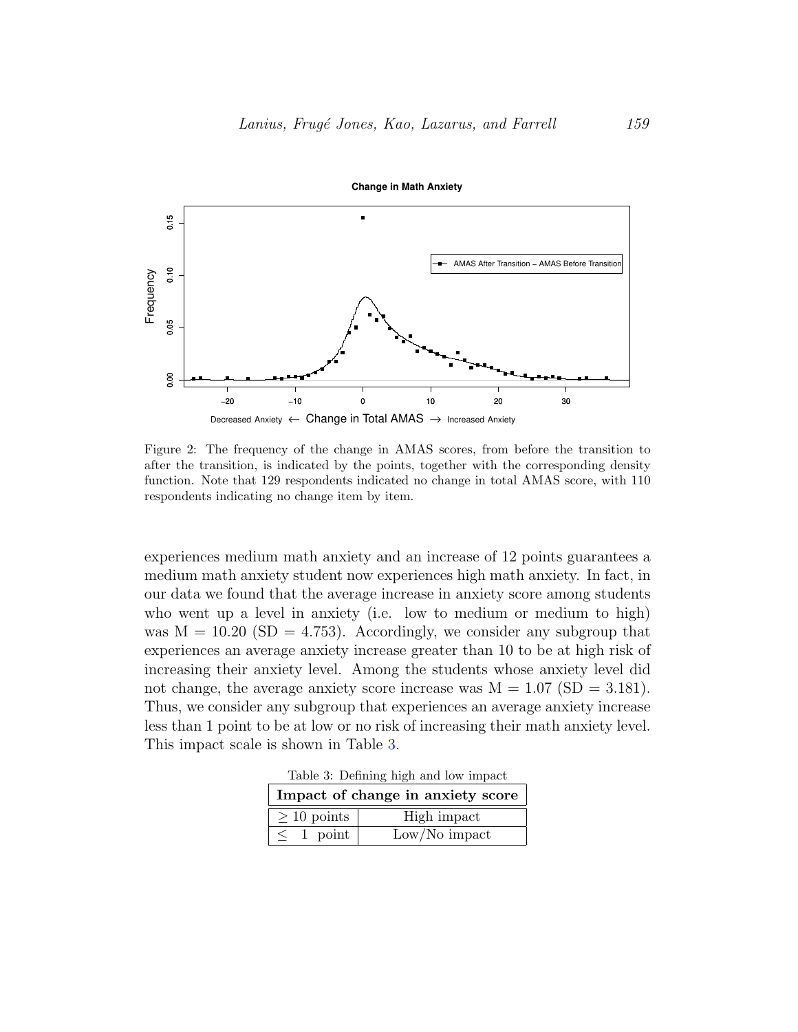Figure 2: The frequency of the change in AMAS scores, from before the transition to after the transition, is indicated by the points, together with the corresponding density function. Note that 129 respondents indicated no change in total AMAS score, with 110 respondents indicating no change item by item.

experiences medium math anxiety and an increase of 12 points guarantees a medium math anxiety student now experiences high math anxiety. In fact, in our data we found that the average increase in anxiety score among students who went up a level in anxiety (i.e. low to medium or medium to high) was M = 10.20 (SD = 4.753). Accordingly, we consider any subgroup that experiences an average anxiety increase greater than 10 to be at high risk of increasing their anxiety level. Among the students whose anxiety level did not change, the average anxiety score increase was M = 1.07 (SD = 3.181). Thus, we consider any subgroup that experiences an average anxiety increase less than 1 point to be at low or no risk of increasing their math anxiety level. This impact scale is shown in Table 3.

Table 3: Defining high and low impact

| Impact of change in anxiety score | |
|---|---|
| $\geq$ 10 points | High impact |
| $\leq$ 1 point | Low/No impact |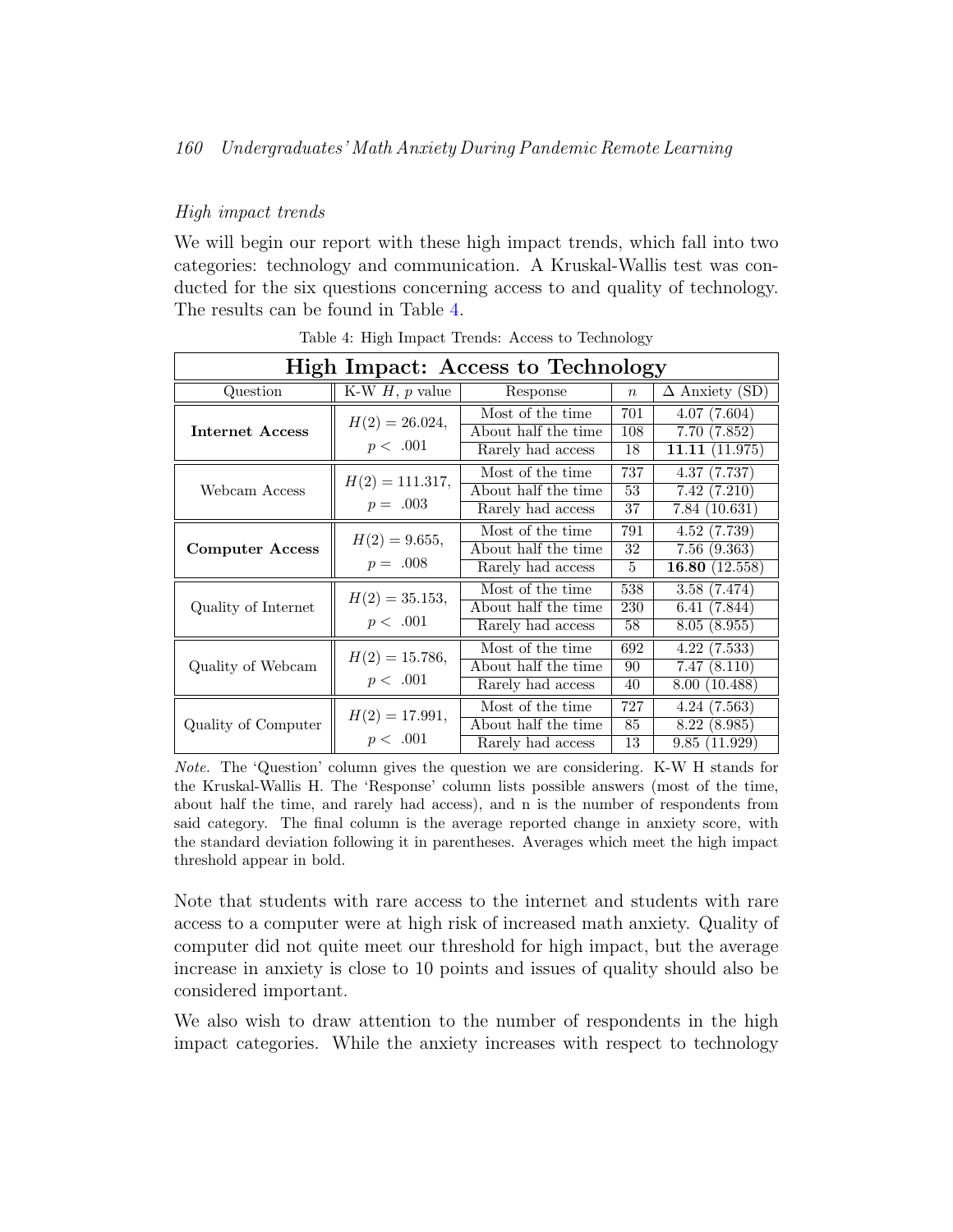*High impact trends*

We will begin our report with these high impact trends, which fall into two categories: technology and communication. A Kruskal-Wallis test was conducted for the six questions concerning access to and quality of technology. The results can be found in Table 4.

Table 4: High Impact Trends: Access to Technology

| **High Impact: Access to Technology** | | | | |
|---|---|---|---|---|
| Question | K-W $H$, $p$ value | Response | $n$ | $\Delta$ Anxiety (SD) |
| **Internet Access** | $H(2) = 26.024$, $p < .001$ | Most of the time | 701 | 4.07 (7.604) |
| | | About half the time | 108 | 7.70 (7.852) |
| | | Rarely had access | 18 | **11.11** (11.975) |
| Webcam Access | $H(2) = 111.317$, $p = .003$ | Most of the time | 737 | 4.37 (7.737) |
| | | About half the time | 53 | 7.42 (7.210) |
| | | Rarely had access | 37 | 7.84 (10.631) |
| **Computer Access** | $H(2) = 9.655$, $p = .008$ | Most of the time | 791 | 4.52 (7.739) |
| | | About half the time | 32 | 7.56 (9.363) |
| | | Rarely had access | 5 | **16.80** (12.558) |
| Quality of Internet | $H(2) = 35.153$, $p < .001$ | Most of the time | 538 | 3.58 (7.474) |
| | | About half the time | 230 | 6.41 (7.844) |
| | | Rarely had access | 58 | 8.05 (8.955) |
| Quality of Webcam | $H(2) = 15.786$, $p < .001$ | Most of the time | 692 | 4.22 (7.533) |
| | | About half the time | 90 | 7.47 (8.110) |
| | | Rarely had access | 40 | 8.00 (10.488) |
| Quality of Computer | $H(2) = 17.991$, $p < .001$ | Most of the time | 727 | 4.24 (7.563) |
| | | About half the time | 85 | 8.22 (8.985) |
| | | Rarely had access | 13 | 9.85 (11.929) |

*Note.* The 'Question' column gives the question we are considering. K-W H stands for the Kruskal-Wallis H. The 'Response' column lists possible answers (most of the time, about half the time, and rarely had access), and n is the number of respondents from said category. The final column is the average reported change in anxiety score, with the standard deviation following it in parentheses. Averages which meet the high impact threshold appear in bold.

Note that students with rare access to the internet and students with rare access to a computer were at high risk of increased math anxiety. Quality of computer did not quite meet our threshold for high impact, but the average increase in anxiety is close to 10 points and issues of quality should also be considered important.

We also wish to draw attention to the number of respondents in the high impact categories. While the anxiety increases with respect to technology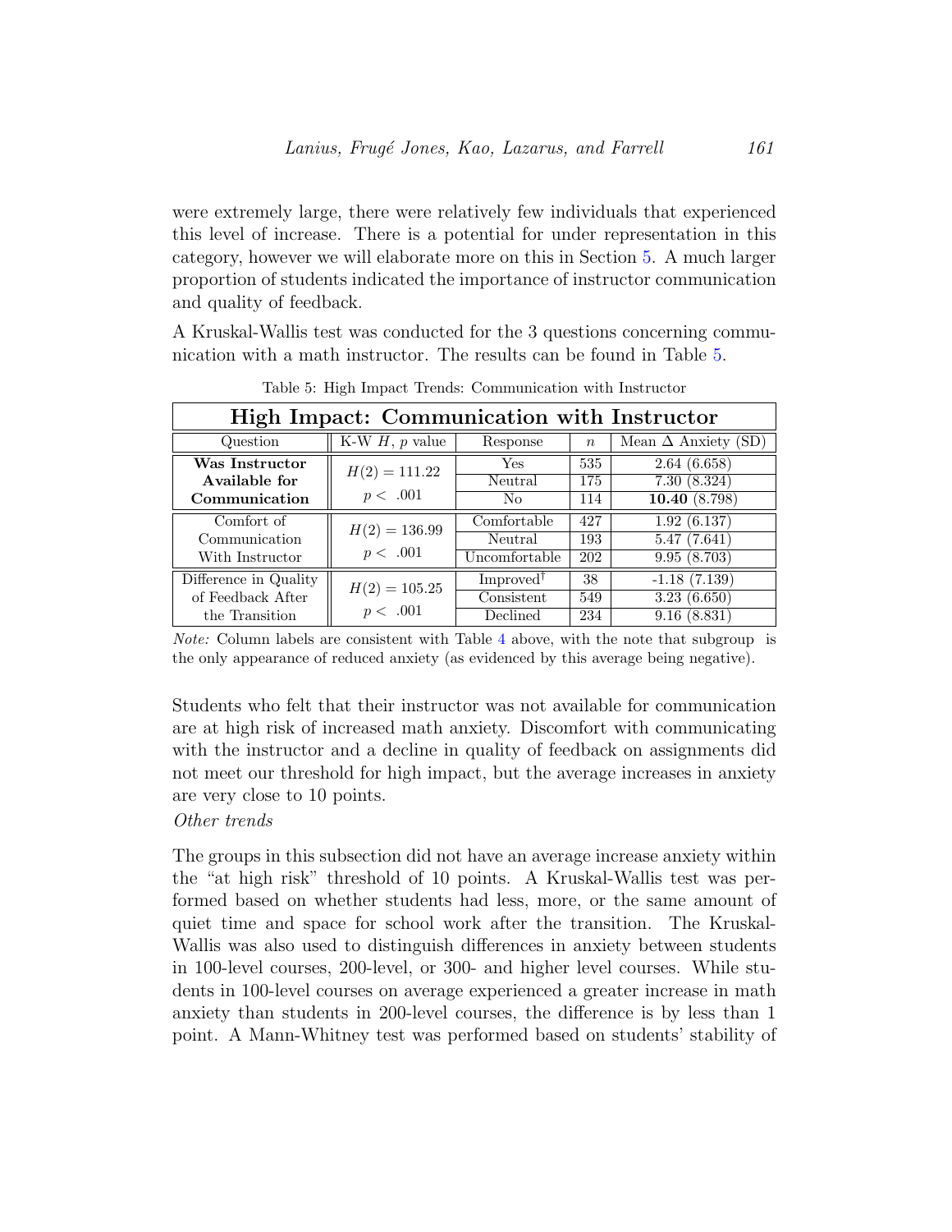were extremely large, there were relatively few individuals that experienced this level of increase. There is a potential for under representation in this category, however we will elaborate more on this in Section 5. A much larger proportion of students indicated the importance of instructor communication and quality of feedback.

A Kruskal-Wallis test was conducted for the 3 questions concerning communication with a math instructor. The results can be found in Table 5.

Table 5: High Impact Trends: Communication with Instructor

| **High Impact: Communication with Instructor** | | | | |
|---|---|---|---|---|
| Question | K-W $H$, $p$ value | Response | $n$ | Mean $\Delta$ Anxiety (SD) |
| **Was Instructor Available for Communication** | $H(2) = 111.22$ $p < .001$ | Yes | 535 | 2.64 (6.658) |
| | | Neutral | 175 | 7.30 (8.324) |
| | | No | 114 | **10.40** (8.798) |
| Comfort of Communication With Instructor | $H(2) = 136.99$ $p < .001$ | Comfortable | 427 | 1.92 (6.137) |
| | | Neutral | 193 | 5.47 (7.641) |
| | | Uncomfortable | 202 | 9.95 (8.703) |
| Difference in Quality of Feedback After the Transition | $H(2) = 105.25$ $p < .001$ | Improved† | 38 | -1.18 (7.139) |
| | | Consistent | 549 | 3.23 (6.650) |
| | | Declined | 234 | 9.16 (8.831) |

*Note:* Column labels are consistent with Table 4 above, with the note that subgroup is the only appearance of reduced anxiety (as evidenced by this average being negative).

Students who felt that their instructor was not available for communication are at high risk of increased math anxiety. Discomfort with communicating with the instructor and a decline in quality of feedback on assignments did not meet our threshold for high impact, but the average increases in anxiety are very close to 10 points.

*Other trends*

The groups in this subsection did not have an average increase anxiety within the "at high risk" threshold of 10 points. A Kruskal-Wallis test was performed based on whether students had less, more, or the same amount of quiet time and space for school work after the transition. The Kruskal-Wallis was also used to distinguish differences in anxiety between students in 100-level courses, 200-level, or 300- and higher level courses. While students in 100-level courses on average experienced a greater increase in math anxiety than students in 200-level courses, the difference is by less than 1 point. A Mann-Whitney test was performed based on students' stability of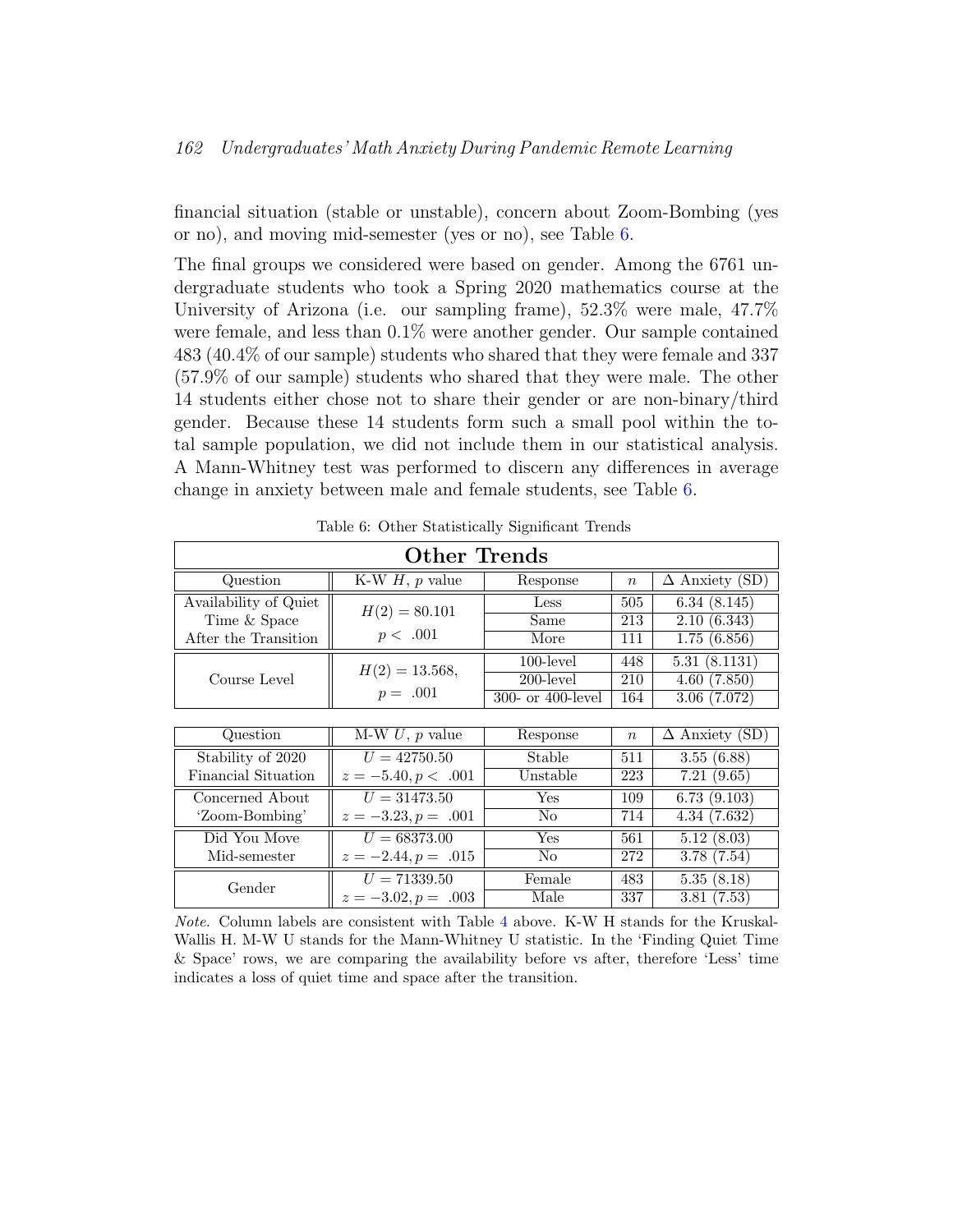financial situation (stable or unstable), concern about Zoom-Bombing (yes or no), and moving mid-semester (yes or no), see Table 6.

The final groups we considered were based on gender. Among the 6761 undergraduate students who took a Spring 2020 mathematics course at the University of Arizona (i.e. our sampling frame), 52.3% were male, 47.7% were female, and less than 0.1% were another gender. Our sample contained 483 (40.4% of our sample) students who shared that they were female and 337 (57.9% of our sample) students who shared that they were male. The other 14 students either chose not to share their gender or are non-binary/third gender. Because these 14 students form such a small pool within the total sample population, we did not include them in our statistical analysis. A Mann-Whitney test was performed to discern any differences in average change in anxiety between male and female students, see Table 6.

Table 6: Other Statistically Significant Trends

| **Other Trends** | | | | |
|---|---|---|---|---|
| Question | K-W $H$, $p$ value | Response | $n$ | $\Delta$ Anxiety (SD) |
| Availability of Quiet Time & Space After the Transition | $H(2) = 80.101$ $p < .001$ | Less | 505 | 6.34 (8.145) |
| | | Same | 213 | 2.10 (6.343) |
| | | More | 111 | 1.75 (6.856) |
| Course Level | $H(2) = 13.568$, $p = .001$ | 100-level | 448 | 5.31 (8.1131) |
| | | 200-level | 210 | 4.60 (7.850) |
| | | 300- or 400-level | 164 | 3.06 (7.072) |

| Question | M-W $U$, $p$ value | Response | $n$ | $\Delta$ Anxiety (SD) |
|---|---|---|---|---|
| Stability of 2020 Financial Situation | $U = 42750.50$ | Stable | 511 | 3.55 (6.88) |
| | $z = -5.40, p < .001$ | Unstable | 223 | 7.21 (9.65) |
| Concerned About 'Zoom-Bombing' | $U = 31473.50$ | Yes | 109 | 6.73 (9.103) |
| | $z = -3.23, p = .001$ | No | 714 | 4.34 (7.632) |
| Did You Move Mid-semester | $U = 68373.00$ | Yes | 561 | 5.12 (8.03) |
| | $z = -2.44, p = .015$ | No | 272 | 3.78 (7.54) |
| Gender | $U = 71339.50$ | Female | 483 | 5.35 (8.18) |
| | $z = -3.02, p = .003$ | Male | 337 | 3.81 (7.53) |

*Note.* Column labels are consistent with Table 4 above. K-W H stands for the Kruskal-Wallis H. M-W U stands for the Mann-Whitney U statistic. In the 'Finding Quiet Time & Space' rows, we are comparing the availability before vs after, therefore 'Less' time indicates a loss of quiet time and space after the transition.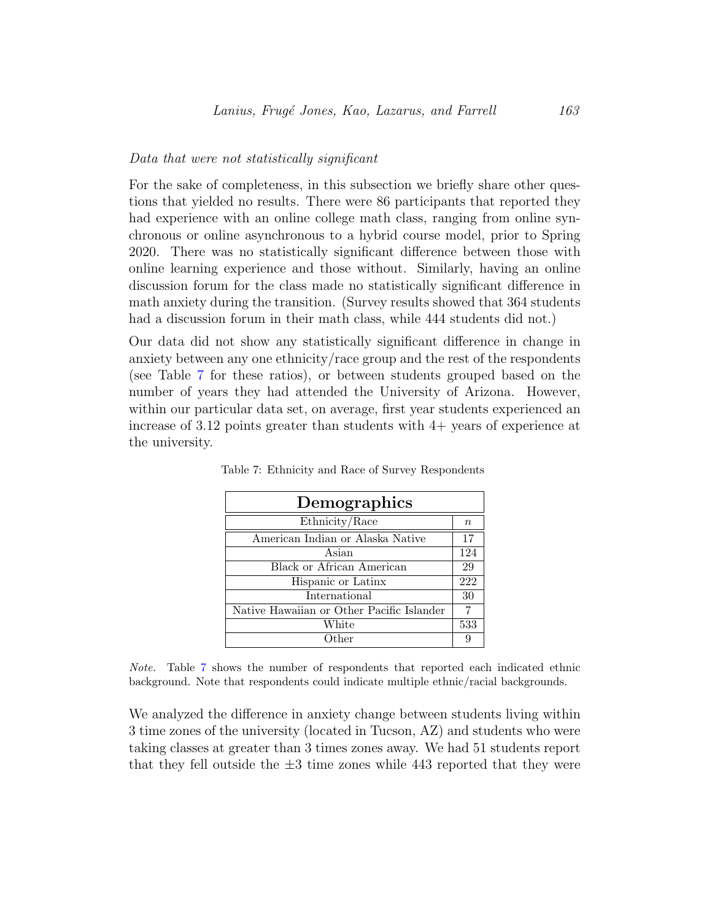*Data that were not statistically significant*

For the sake of completeness, in this subsection we briefly share other questions that yielded no results. There were 86 participants that reported they had experience with an online college math class, ranging from online synchronous or online asynchronous to a hybrid course model, prior to Spring 2020. There was no statistically significant difference between those with online learning experience and those without. Similarly, having an online discussion forum for the class made no statistically significant difference in math anxiety during the transition. (Survey results showed that 364 students had a discussion forum in their math class, while 444 students did not.)

Our data did not show any statistically significant difference in change in anxiety between any one ethnicity/race group and the rest of the respondents (see Table 7 for these ratios), or between students grouped based on the number of years they had attended the University of Arizona. However, within our particular data set, on average, first year students experienced an increase of 3.12 points greater than students with 4+ years of experience at the university.

Table 7: Ethnicity and Race of Survey Respondents

| **Demographics** | |
|---|---|
| Ethnicity/Race | $n$ |
| American Indian or Alaska Native | 17 |
| Asian | 124 |
| Black or African American | 29 |
| Hispanic or Latinx | 222 |
| International | 30 |
| Native Hawaiian or Other Pacific Islander | 7 |
| White | 533 |
| Other | 9 |

*Note.* Table 7 shows the number of respondents that reported each indicated ethnic background. Note that respondents could indicate multiple ethnic/racial backgrounds.

We analyzed the difference in anxiety change between students living within 3 time zones of the university (located in Tucson, AZ) and students who were taking classes at greater than 3 times zones away. We had 51 students report that they fell outside the $\pm 3$ time zones while 443 reported that they were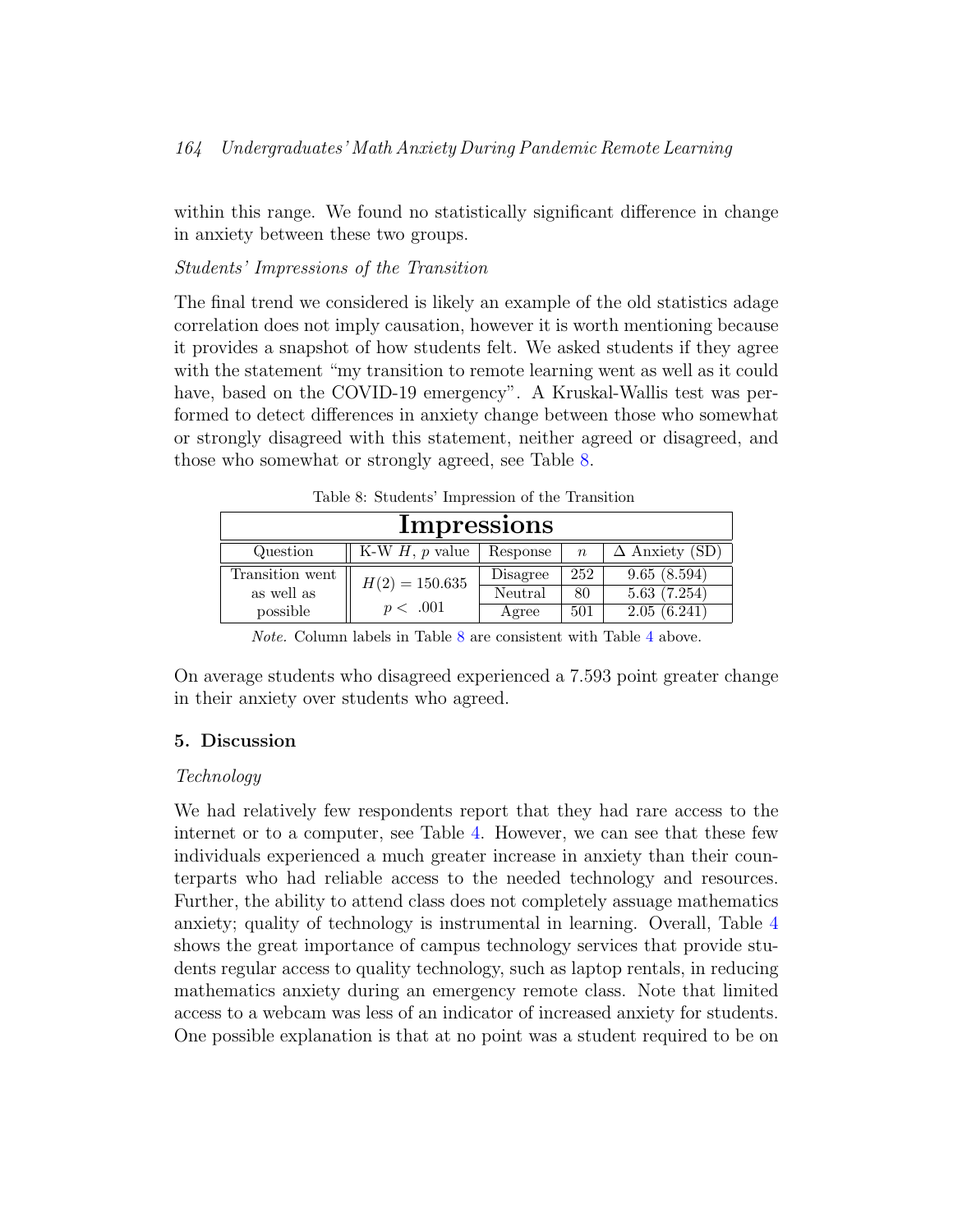within this range. We found no statistically significant difference in change in anxiety between these two groups.

*Students' Impressions of the Transition*

The final trend we considered is likely an example of the old statistics adage correlation does not imply causation, however it is worth mentioning because it provides a snapshot of how students felt. We asked students if they agree with the statement "my transition to remote learning went as well as it could have, based on the COVID-19 emergency". A Kruskal-Wallis test was performed to detect differences in anxiety change between those who somewhat or strongly disagreed with this statement, neither agreed or disagreed, and those who somewhat or strongly agreed, see Table 8.

Table 8: Students' Impression of the Transition

| **Impressions** | | | | |
|---|---|---|---|---|
| Question | K-W $H$, $p$ value | Response | $n$ | $\Delta$ Anxiety (SD) |
| Transition went as well as possible | $H(2) = 150.635$ $p < .001$ | Disagree | 252 | 9.65 (8.594) |
| | | Neutral | 80 | 5.63 (7.254) |
| | | Agree | 501 | 2.05 (6.241) |

*Note.* Column labels in Table 8 are consistent with Table 4 above.

On average students who disagreed experienced a 7.593 point greater change in their anxiety over students who agreed.

## 5. Discussion

*Technology*

We had relatively few respondents report that they had rare access to the internet or to a computer, see Table 4. However, we can see that these few individuals experienced a much greater increase in anxiety than their counterparts who had reliable access to the needed technology and resources. Further, the ability to attend class does not completely assuage mathematics anxiety; quality of technology is instrumental in learning. Overall, Table 4 shows the great importance of campus technology services that provide students regular access to quality technology, such as laptop rentals, in reducing mathematics anxiety during an emergency remote class. Note that limited access to a webcam was less of an indicator of increased anxiety for students. One possible explanation is that at no point was a student required to be on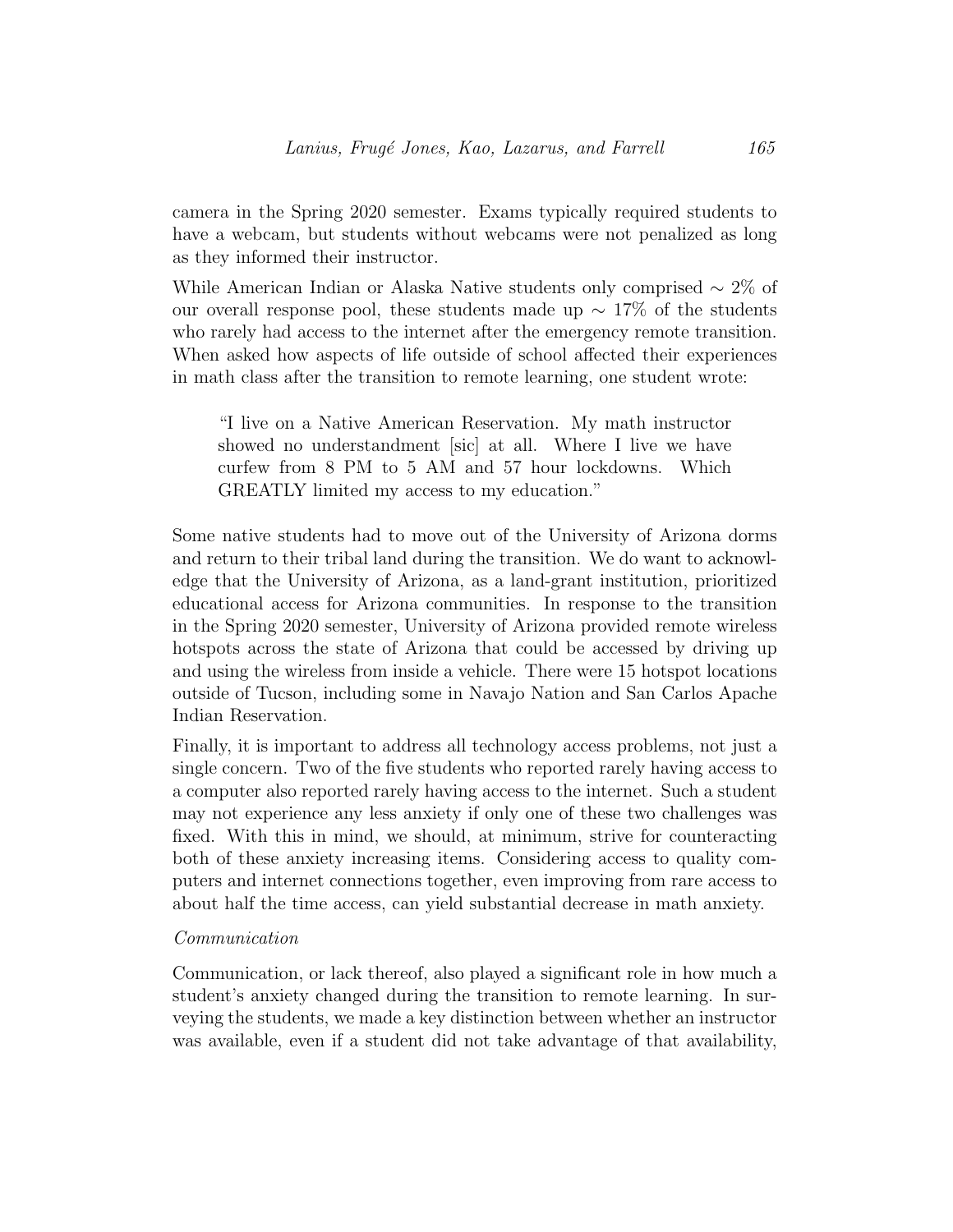camera in the Spring 2020 semester. Exams typically required students to have a webcam, but students without webcams were not penalized as long as they informed their instructor.

While American Indian or Alaska Native students only comprised $\sim 2\%$ of our overall response pool, these students made up $\sim 17\%$ of the students who rarely had access to the internet after the emergency remote transition. When asked how aspects of life outside of school affected their experiences in math class after the transition to remote learning, one student wrote:

> "I live on a Native American Reservation. My math instructor showed no understandment [sic] at all. Where I live we have curfew from 8 PM to 5 AM and 57 hour lockdowns. Which GREATLY limited my access to my education."

Some native students had to move out of the University of Arizona dorms and return to their tribal land during the transition. We do want to acknowledge that the University of Arizona, as a land-grant institution, prioritized educational access for Arizona communities. In response to the transition in the Spring 2020 semester, University of Arizona provided remote wireless hotspots across the state of Arizona that could be accessed by driving up and using the wireless from inside a vehicle. There were 15 hotspot locations outside of Tucson, including some in Navajo Nation and San Carlos Apache Indian Reservation.

Finally, it is important to address all technology access problems, not just a single concern. Two of the five students who reported rarely having access to a computer also reported rarely having access to the internet. Such a student may not experience any less anxiety if only one of these two challenges was fixed. With this in mind, we should, at minimum, strive for counteracting both of these anxiety increasing items. Considering access to quality computers and internet connections together, even improving from rare access to about half the time access, can yield substantial decrease in math anxiety.

*Communication*

Communication, or lack thereof, also played a significant role in how much a student's anxiety changed during the transition to remote learning. In surveying the students, we made a key distinction between whether an instructor was available, even if a student did not take advantage of that availability,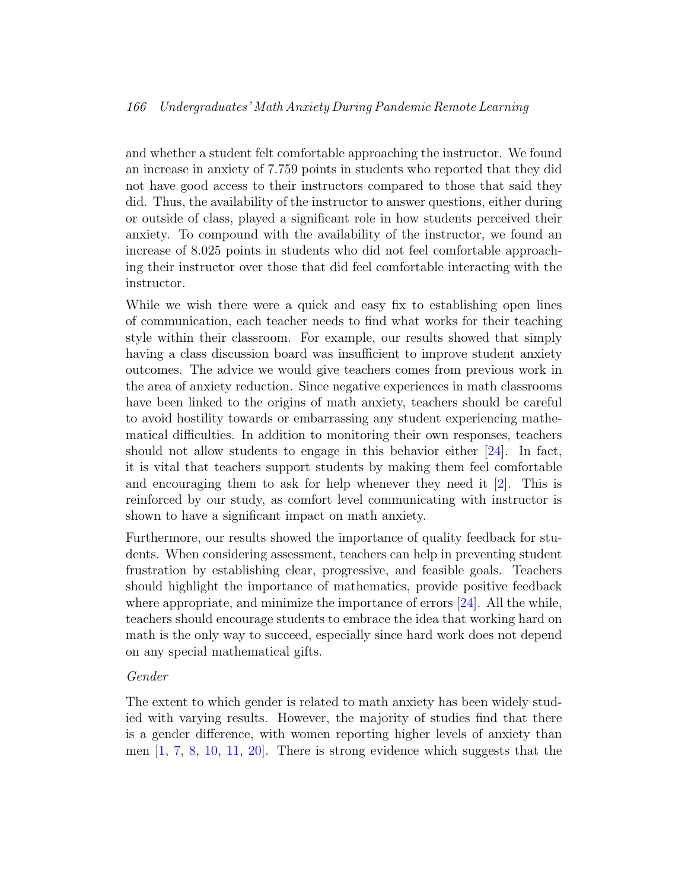and whether a student felt comfortable approaching the instructor. We found an increase in anxiety of 7.759 points in students who reported that they did not have good access to their instructors compared to those that said they did. Thus, the availability of the instructor to answer questions, either during or outside of class, played a significant role in how students perceived their anxiety. To compound with the availability of the instructor, we found an increase of 8.025 points in students who did not feel comfortable approaching their instructor over those that did feel comfortable interacting with the instructor.

While we wish there were a quick and easy fix to establishing open lines of communication, each teacher needs to find what works for their teaching style within their classroom. For example, our results showed that simply having a class discussion board was insufficient to improve student anxiety outcomes. The advice we would give teachers comes from previous work in the area of anxiety reduction. Since negative experiences in math classrooms have been linked to the origins of math anxiety, teachers should be careful to avoid hostility towards or embarrassing any student experiencing mathematical difficulties. In addition to monitoring their own responses, teachers should not allow students to engage in this behavior either [24]. In fact, it is vital that teachers support students by making them feel comfortable and encouraging them to ask for help whenever they need it [2]. This is reinforced by our study, as comfort level communicating with instructor is shown to have a significant impact on math anxiety.

Furthermore, our results showed the importance of quality feedback for students. When considering assessment, teachers can help in preventing student frustration by establishing clear, progressive, and feasible goals. Teachers should highlight the importance of mathematics, provide positive feedback where appropriate, and minimize the importance of errors [24]. All the while, teachers should encourage students to embrace the idea that working hard on math is the only way to succeed, especially since hard work does not depend on any special mathematical gifts.

*Gender*

The extent to which gender is related to math anxiety has been widely studied with varying results. However, the majority of studies find that there is a gender difference, with women reporting higher levels of anxiety than men [1, 7, 8, 10, 11, 20]. There is strong evidence which suggests that the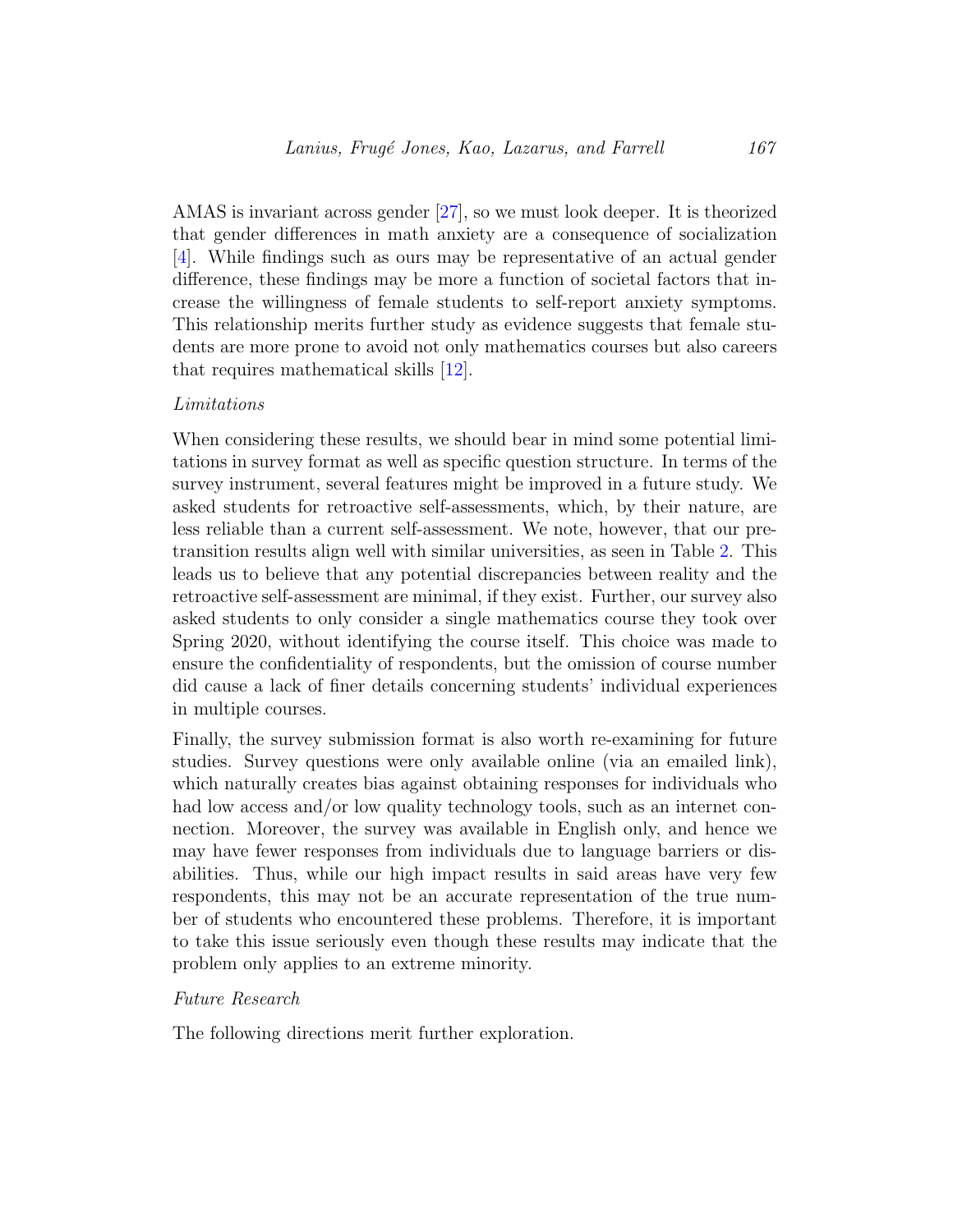AMAS is invariant across gender [27], so we must look deeper. It is theorized that gender differences in math anxiety are a consequence of socialization [4]. While findings such as ours may be representative of an actual gender difference, these findings may be more a function of societal factors that increase the willingness of female students to self-report anxiety symptoms. This relationship merits further study as evidence suggests that female students are more prone to avoid not only mathematics courses but also careers that requires mathematical skills [12].

*Limitations*

When considering these results, we should bear in mind some potential limitations in survey format as well as specific question structure. In terms of the survey instrument, several features might be improved in a future study. We asked students for retroactive self-assessments, which, by their nature, are less reliable than a current self-assessment. We note, however, that our pre-transition results align well with similar universities, as seen in Table 2. This leads us to believe that any potential discrepancies between reality and the retroactive self-assessment are minimal, if they exist. Further, our survey also asked students to only consider a single mathematics course they took over Spring 2020, without identifying the course itself. This choice was made to ensure the confidentiality of respondents, but the omission of course number did cause a lack of finer details concerning students' individual experiences in multiple courses.

Finally, the survey submission format is also worth re-examining for future studies. Survey questions were only available online (via an emailed link), which naturally creates bias against obtaining responses for individuals who had low access and/or low quality technology tools, such as an internet connection. Moreover, the survey was available in English only, and hence we may have fewer responses from individuals due to language barriers or disabilities. Thus, while our high impact results in said areas have very few respondents, this may not be an accurate representation of the true number of students who encountered these problems. Therefore, it is important to take this issue seriously even though these results may indicate that the problem only applies to an extreme minority.

*Future Research*

The following directions merit further exploration.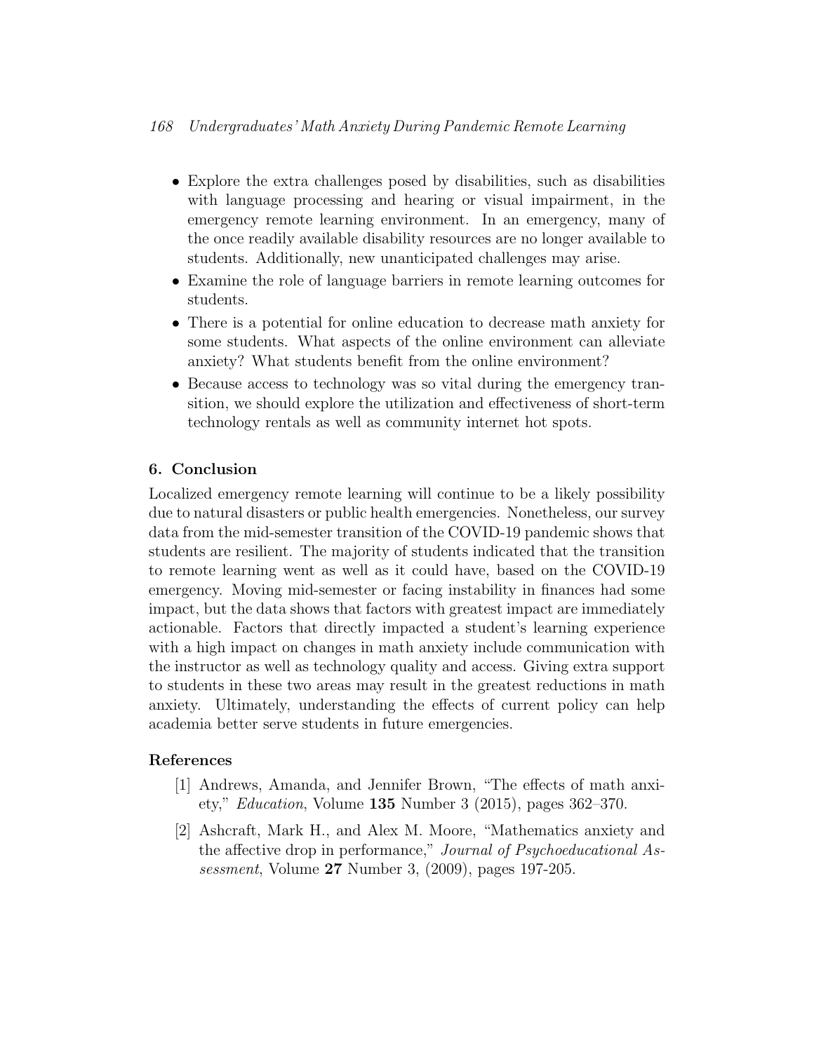- Explore the extra challenges posed by disabilities, such as disabilities with language processing and hearing or visual impairment, in the emergency remote learning environment. In an emergency, many of the once readily available disability resources are no longer available to students. Additionally, new unanticipated challenges may arise.
- Examine the role of language barriers in remote learning outcomes for students.
- There is a potential for online education to decrease math anxiety for some students. What aspects of the online environment can alleviate anxiety? What students benefit from the online environment?
- Because access to technology was so vital during the emergency transition, we should explore the utilization and effectiveness of short-term technology rentals as well as community internet hot spots.

## 6. Conclusion

Localized emergency remote learning will continue to be a likely possibility due to natural disasters or public health emergencies. Nonetheless, our survey data from the mid-semester transition of the COVID-19 pandemic shows that students are resilient. The majority of students indicated that the transition to remote learning went as well as it could have, based on the COVID-19 emergency. Moving mid-semester or facing instability in finances had some impact, but the data shows that factors with greatest impact are immediately actionable. Factors that directly impacted a student's learning experience with a high impact on changes in math anxiety include communication with the instructor as well as technology quality and access. Giving extra support to students in these two areas may result in the greatest reductions in math anxiety. Ultimately, understanding the effects of current policy can help academia better serve students in future emergencies.

## References

[1] Andrews, Amanda, and Jennifer Brown, "The effects of math anxiety," *Education*, Volume **135** Number 3 (2015), pages 362–370.

[2] Ashcraft, Mark H., and Alex M. Moore, "Mathematics anxiety and the affective drop in performance," *Journal of Psychoeducational Assessment*, Volume **27** Number 3, (2009), pages 197-205.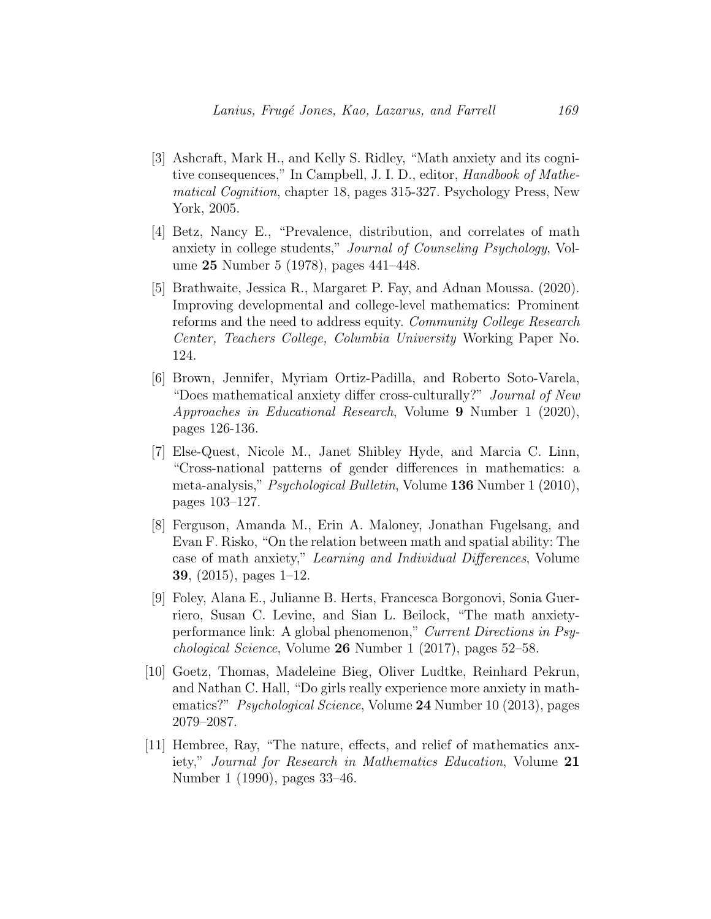[3] Ashcraft, Mark H., and Kelly S. Ridley, "Math anxiety and its cognitive consequences," In Campbell, J. I. D., editor, *Handbook of Mathematical Cognition*, chapter 18, pages 315-327. Psychology Press, New York, 2005.

[4] Betz, Nancy E., "Prevalence, distribution, and correlates of math anxiety in college students," *Journal of Counseling Psychology*, Volume **25** Number 5 (1978), pages 441–448.

[5] Brathwaite, Jessica R., Margaret P. Fay, and Adnan Moussa. (2020). Improving developmental and college-level mathematics: Prominent reforms and the need to address equity. *Community College Research Center, Teachers College, Columbia University* Working Paper No. 124.

[6] Brown, Jennifer, Myriam Ortiz-Padilla, and Roberto Soto-Varela, "Does mathematical anxiety differ cross-culturally?" *Journal of New Approaches in Educational Research*, Volume **9** Number 1 (2020), pages 126-136.

[7] Else-Quest, Nicole M., Janet Shibley Hyde, and Marcia C. Linn, "Cross-national patterns of gender differences in mathematics: a meta-analysis," *Psychological Bulletin*, Volume **136** Number 1 (2010), pages 103–127.

[8] Ferguson, Amanda M., Erin A. Maloney, Jonathan Fugelsang, and Evan F. Risko, "On the relation between math and spatial ability: The case of math anxiety," *Learning and Individual Differences*, Volume **39**, (2015), pages 1–12.

[9] Foley, Alana E., Julianne B. Herts, Francesca Borgonovi, Sonia Guerriero, Susan C. Levine, and Sian L. Beilock, "The math anxiety-performance link: A global phenomenon," *Current Directions in Psychological Science*, Volume **26** Number 1 (2017), pages 52–58.

[10] Goetz, Thomas, Madeleine Bieg, Oliver Ludtke, Reinhard Pekrun, and Nathan C. Hall, "Do girls really experience more anxiety in mathematics?" *Psychological Science*, Volume **24** Number 10 (2013), pages 2079–2087.

[11] Hembree, Ray, "The nature, effects, and relief of mathematics anxiety," *Journal for Research in Mathematics Education*, Volume **21** Number 1 (1990), pages 33–46.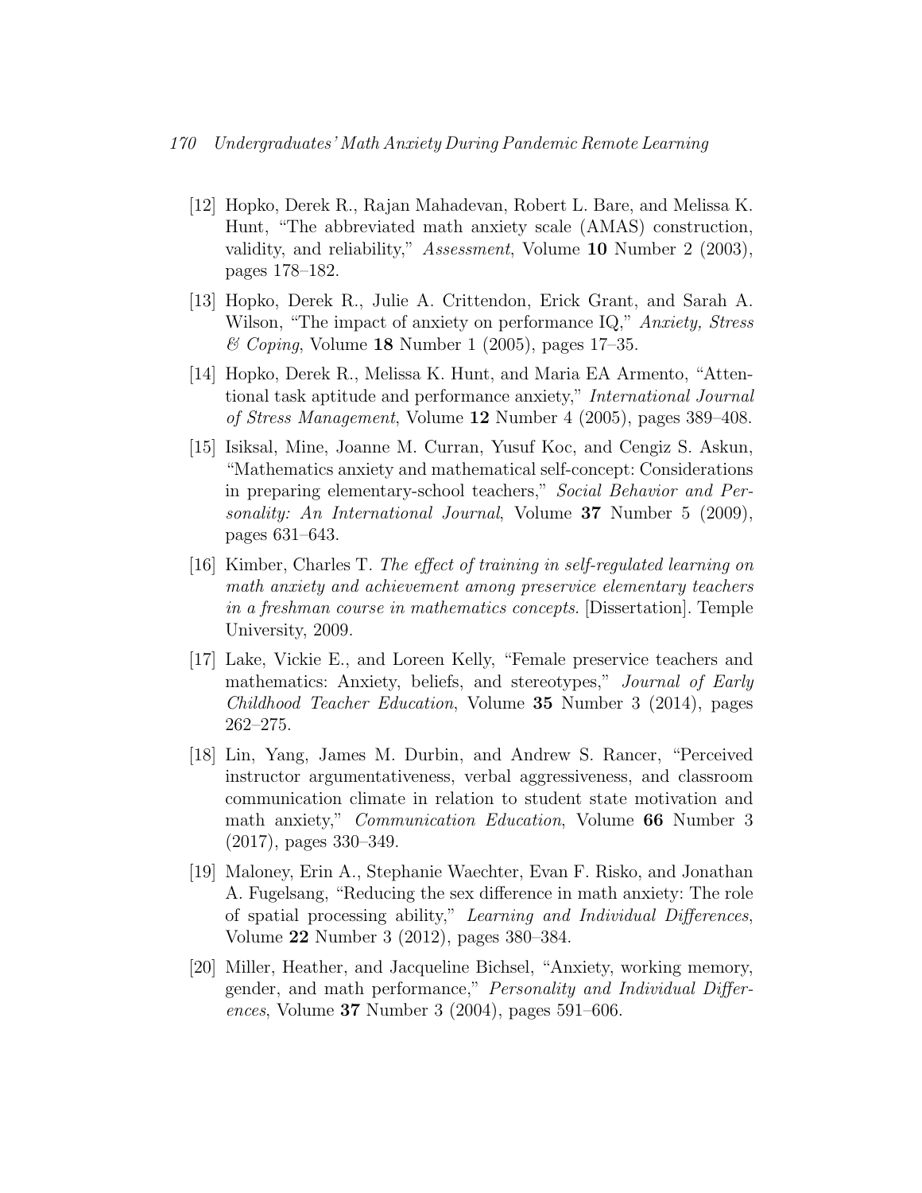[12] Hopko, Derek R., Rajan Mahadevan, Robert L. Bare, and Melissa K. Hunt, "The abbreviated math anxiety scale (AMAS) construction, validity, and reliability," *Assessment*, Volume **10** Number 2 (2003), pages 178–182.

[13] Hopko, Derek R., Julie A. Crittendon, Erick Grant, and Sarah A. Wilson, "The impact of anxiety on performance IQ," *Anxiety, Stress & Coping*, Volume **18** Number 1 (2005), pages 17–35.

[14] Hopko, Derek R., Melissa K. Hunt, and Maria EA Armento, "Attentional task aptitude and performance anxiety," *International Journal of Stress Management*, Volume **12** Number 4 (2005), pages 389–408.

[15] Isiksal, Mine, Joanne M. Curran, Yusuf Koc, and Cengiz S. Askun, "Mathematics anxiety and mathematical self-concept: Considerations in preparing elementary-school teachers," *Social Behavior and Personality: An International Journal*, Volume **37** Number 5 (2009), pages 631–643.

[16] Kimber, Charles T. *The effect of training in self-regulated learning on math anxiety and achievement among preservice elementary teachers in a freshman course in mathematics concepts*. [Dissertation]. Temple University, 2009.

[17] Lake, Vickie E., and Loreen Kelly, "Female preservice teachers and mathematics: Anxiety, beliefs, and stereotypes," *Journal of Early Childhood Teacher Education*, Volume **35** Number 3 (2014), pages 262–275.

[18] Lin, Yang, James M. Durbin, and Andrew S. Rancer, "Perceived instructor argumentativeness, verbal aggressiveness, and classroom communication climate in relation to student state motivation and math anxiety," *Communication Education*, Volume **66** Number 3 (2017), pages 330–349.

[19] Maloney, Erin A., Stephanie Waechter, Evan F. Risko, and Jonathan A. Fugelsang, "Reducing the sex difference in math anxiety: The role of spatial processing ability," *Learning and Individual Differences*, Volume **22** Number 3 (2012), pages 380–384.

[20] Miller, Heather, and Jacqueline Bichsel, "Anxiety, working memory, gender, and math performance," *Personality and Individual Differences*, Volume **37** Number 3 (2004), pages 591–606.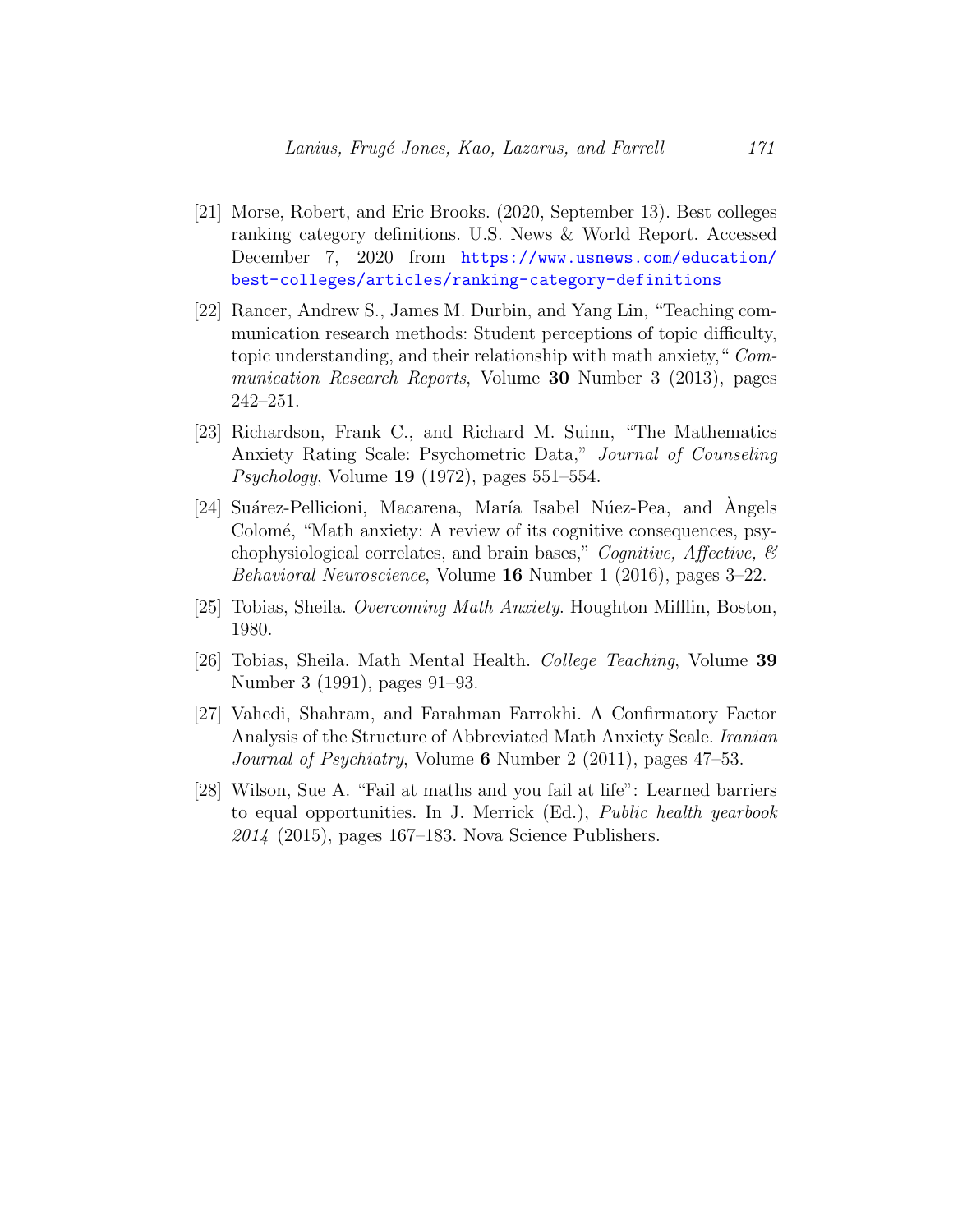[21] Morse, Robert, and Eric Brooks. (2020, September 13). Best colleges ranking category definitions. U.S. News & World Report. Accessed December 7, 2020 from https://www.usnews.com/education/best-colleges/articles/ranking-category-definitions

[22] Rancer, Andrew S., James M. Durbin, and Yang Lin, "Teaching communication research methods: Student perceptions of topic difficulty, topic understanding, and their relationship with math anxiety," *Communication Research Reports*, Volume **30** Number 3 (2013), pages 242–251.

[23] Richardson, Frank C., and Richard M. Suinn, "The Mathematics Anxiety Rating Scale: Psychometric Data," *Journal of Counseling Psychology*, Volume **19** (1972), pages 551–554.

[24] Suárez-Pellicioni, Macarena, María Isabel Núez-Pea, and Àngels Colomé, "Math anxiety: A review of its cognitive consequences, psychophysiological correlates, and brain bases," *Cognitive, Affective, & Behavioral Neuroscience*, Volume **16** Number 1 (2016), pages 3–22.

[25] Tobias, Sheila. *Overcoming Math Anxiety*. Houghton Mifflin, Boston, 1980.

[26] Tobias, Sheila. Math Mental Health. *College Teaching*, Volume **39** Number 3 (1991), pages 91–93.

[27] Vahedi, Shahram, and Farahman Farrokhi. A Confirmatory Factor Analysis of the Structure of Abbreviated Math Anxiety Scale. *Iranian Journal of Psychiatry*, Volume **6** Number 2 (2011), pages 47–53.

[28] Wilson, Sue A. "Fail at maths and you fail at life": Learned barriers to equal opportunities. In J. Merrick (Ed.), *Public health yearbook 2014* (2015), pages 167–183. Nova Science Publishers.